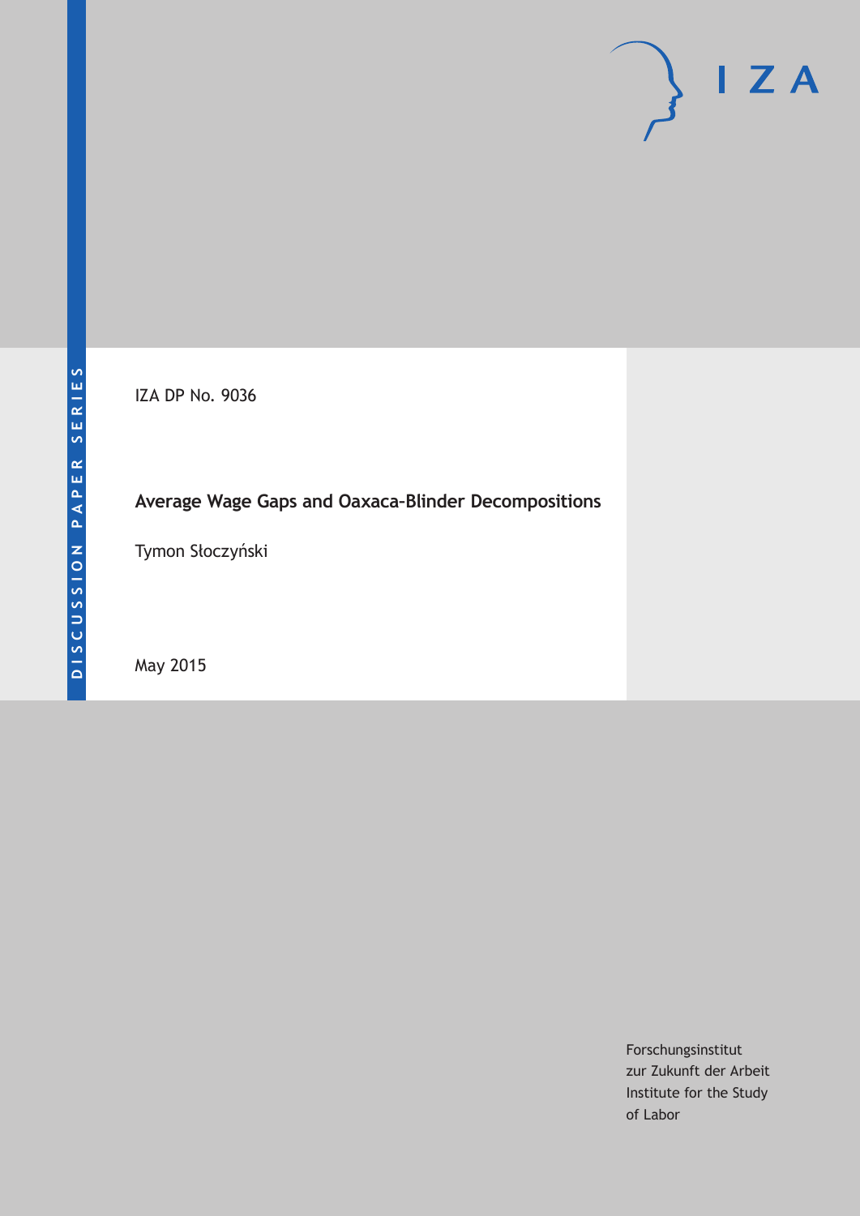DISCUSSION PAPER SERIES

IZA DP No. 9036

# Average Wage Gaps and Oaxaca-Blinder Decompositions

Tymon Słoczyński

May 2015

IZA

Forschungsinstitut
zur Zukunft der Arbeit
Institute for the Study
of Labor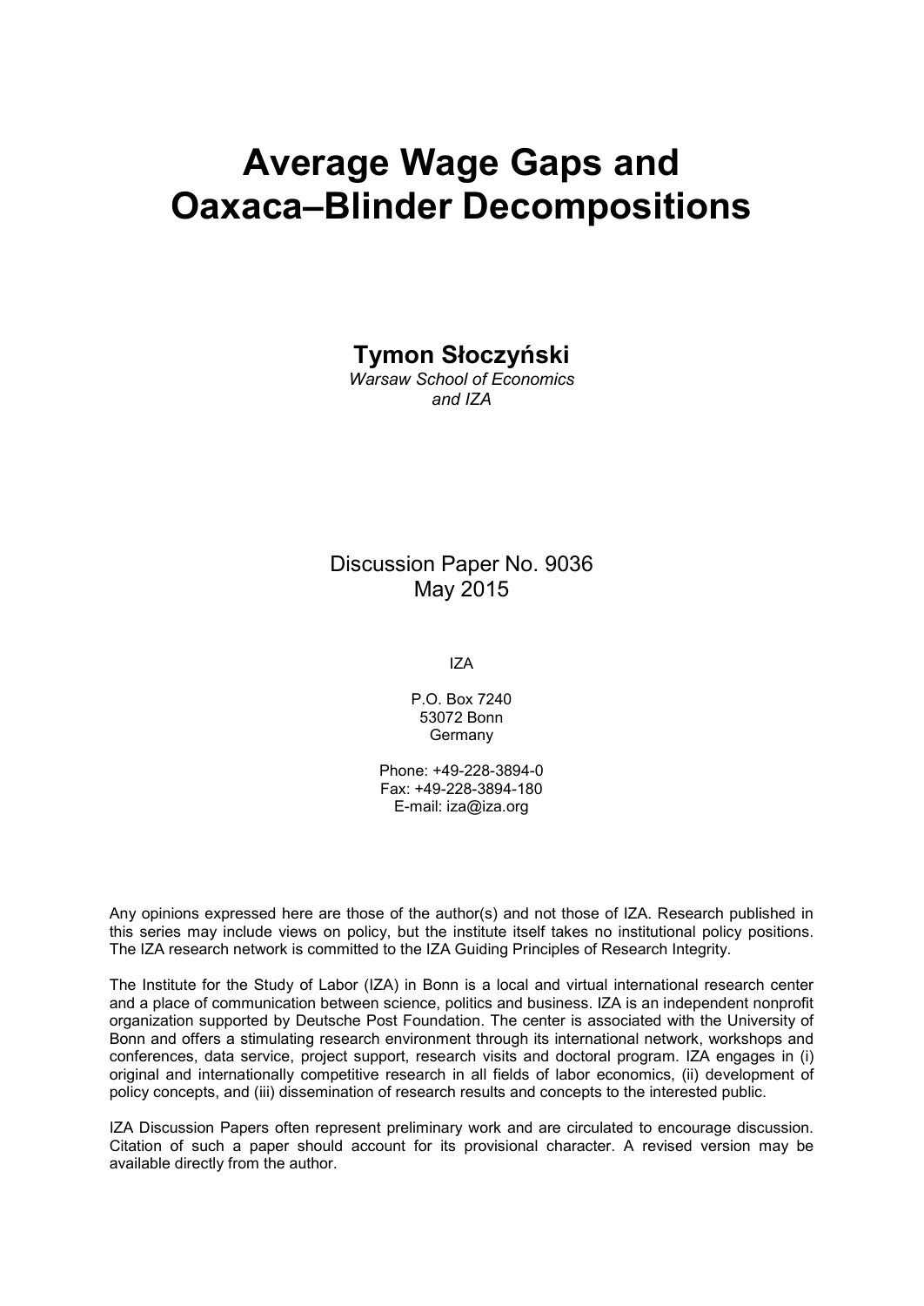# Average Wage Gaps and Oaxaca–Blinder Decompositions

**Tymon Słoczyński**

*Warsaw School of Economics and IZA*

Discussion Paper No. 9036
May 2015

IZA

P.O. Box 7240
53072 Bonn
Germany

Phone: +49-228-3894-0
Fax: +49-228-3894-180
E-mail: iza@iza.org

Any opinions expressed here are those of the author(s) and not those of IZA. Research published in this series may include views on policy, but the institute itself takes no institutional policy positions. The IZA research network is committed to the IZA Guiding Principles of Research Integrity.

The Institute for the Study of Labor (IZA) in Bonn is a local and virtual international research center and a place of communication between science, politics and business. IZA is an independent nonprofit organization supported by Deutsche Post Foundation. The center is associated with the University of Bonn and offers a stimulating research environment through its international network, workshops and conferences, data service, project support, research visits and doctoral program. IZA engages in (i) original and internationally competitive research in all fields of labor economics, (ii) development of policy concepts, and (iii) dissemination of research results and concepts to the interested public.

IZA Discussion Papers often represent preliminary work and are circulated to encourage discussion. Citation of such a paper should account for its provisional character. A revised version may be available directly from the author.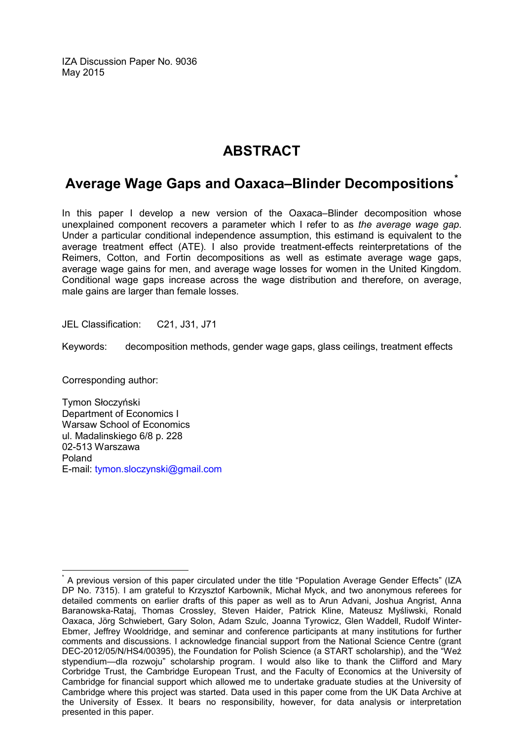IZA Discussion Paper No. 9036
May 2015

# ABSTRACT

## Average Wage Gaps and Oaxaca–Blinder Decompositions*

In this paper I develop a new version of the Oaxaca–Blinder decomposition whose unexplained component recovers a parameter which I refer to as *the average wage gap*. Under a particular conditional independence assumption, this estimand is equivalent to the average treatment effect (ATE). I also provide treatment-effects reinterpretations of the Reimers, Cotton, and Fortin decompositions as well as estimate average wage gaps, average wage gains for men, and average wage losses for women in the United Kingdom. Conditional wage gaps increase across the wage distribution and therefore, on average, male gains are larger than female losses.

JEL Classification: C21, J31, J71

Keywords: decomposition methods, gender wage gaps, glass ceilings, treatment effects

Corresponding author:

Tymon Słoczyński
Department of Economics I
Warsaw School of Economics
ul. Madalinskiego 6/8 p. 228
02-513 Warszawa
Poland
E-mail: tymon.sloczynski@gmail.com

---

* A previous version of this paper circulated under the title "Population Average Gender Effects" (IZA DP No. 7315). I am grateful to Krzysztof Karbownik, Michał Myck, and two anonymous referees for detailed comments on earlier drafts of this paper as well as to Arun Advani, Joshua Angrist, Anna Baranowska-Rataj, Thomas Crossley, Steven Haider, Patrick Kline, Mateusz Myśliwski, Ronald Oaxaca, Jörg Schwiebert, Gary Solon, Adam Szulc, Joanna Tyrowicz, Glen Waddell, Rudolf Winter-Ebmer, Jeffrey Wooldridge, and seminar and conference participants at many institutions for further comments and discussions. I acknowledge financial support from the National Science Centre (grant DEC-2012/05/N/HS4/00395), the Foundation for Polish Science (a START scholarship), and the "Weź stypendium—dla rozwoju" scholarship program. I would also like to thank the Clifford and Mary Corbridge Trust, the Cambridge European Trust, and the Faculty of Economics at the University of Cambridge for financial support which allowed me to undertake graduate studies at the University of Cambridge where this project was started. Data used in this paper come from the UK Data Archive at the University of Essex. It bears no responsibility, however, for data analysis or interpretation presented in this paper.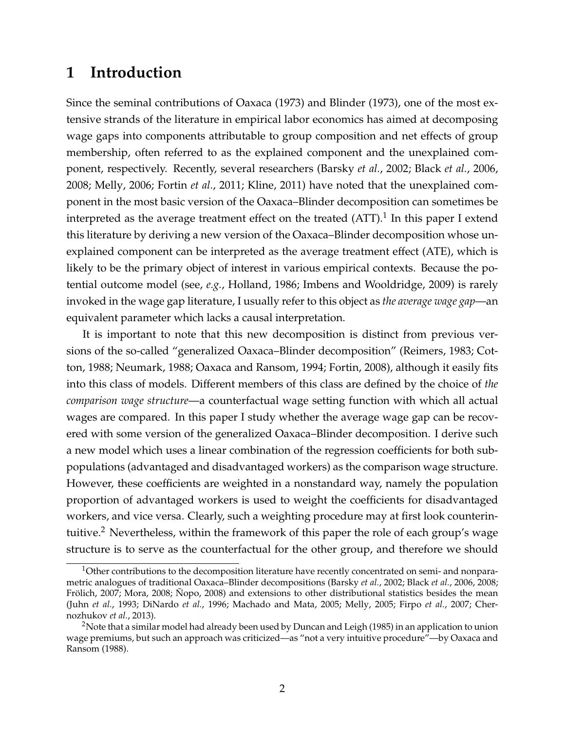# 1 Introduction

Since the seminal contributions of Oaxaca (1973) and Blinder (1973), one of the most extensive strands of the literature in empirical labor economics has aimed at decomposing wage gaps into components attributable to group composition and net effects of group membership, often referred to as the explained component and the unexplained component, respectively. Recently, several researchers (Barsky *et al.*, 2002; Black *et al.*, 2006, 2008; Melly, 2006; Fortin *et al.*, 2011; Kline, 2011) have noted that the unexplained component in the most basic version of the Oaxaca–Blinder decomposition can sometimes be interpreted as the average treatment effect on the treated (ATT).[1] In this paper I extend this literature by deriving a new version of the Oaxaca–Blinder decomposition whose unexplained component can be interpreted as the average treatment effect (ATE), which is likely to be the primary object of interest in various empirical contexts. Because the potential outcome model (see, *e.g.*, Holland, 1986; Imbens and Wooldridge, 2009) is rarely invoked in the wage gap literature, I usually refer to this object as *the average wage gap*—an equivalent parameter which lacks a causal interpretation.

It is important to note that this new decomposition is distinct from previous versions of the so-called "generalized Oaxaca–Blinder decomposition" (Reimers, 1983; Cotton, 1988; Neumark, 1988; Oaxaca and Ransom, 1994; Fortin, 2008), although it easily fits into this class of models. Different members of this class are defined by the choice of *the comparison wage structure*—a counterfactual wage setting function with which all actual wages are compared. In this paper I study whether the average wage gap can be recovered with some version of the generalized Oaxaca–Blinder decomposition. I derive such a new model which uses a linear combination of the regression coefficients for both subpopulations (advantaged and disadvantaged workers) as the comparison wage structure. However, these coefficients are weighted in a nonstandard way, namely the population proportion of advantaged workers is used to weight the coefficients for disadvantaged workers, and vice versa. Clearly, such a weighting procedure may at first look counterintuitive.[2] Nevertheless, within the framework of this paper the role of each group's wage structure is to serve as the counterfactual for the other group, and therefore we should

[1] Other contributions to the decomposition literature have recently concentrated on semi- and nonparametric analogues of traditional Oaxaca–Blinder decompositions (Barsky *et al.*, 2002; Black *et al.*, 2006, 2008; Frölich, 2007; Mora, 2008; Ñopo, 2008) and extensions to other distributional statistics besides the mean (Juhn *et al.*, 1993; DiNardo *et al.*, 1996; Machado and Mata, 2005; Melly, 2005; Firpo *et al.*, 2007; Chernozhukov *et al.*, 2013).

[2] Note that a similar model had already been used by Duncan and Leigh (1985) in an application to union wage premiums, but such an approach was criticized—as "not a very intuitive procedure"—by Oaxaca and Ransom (1988).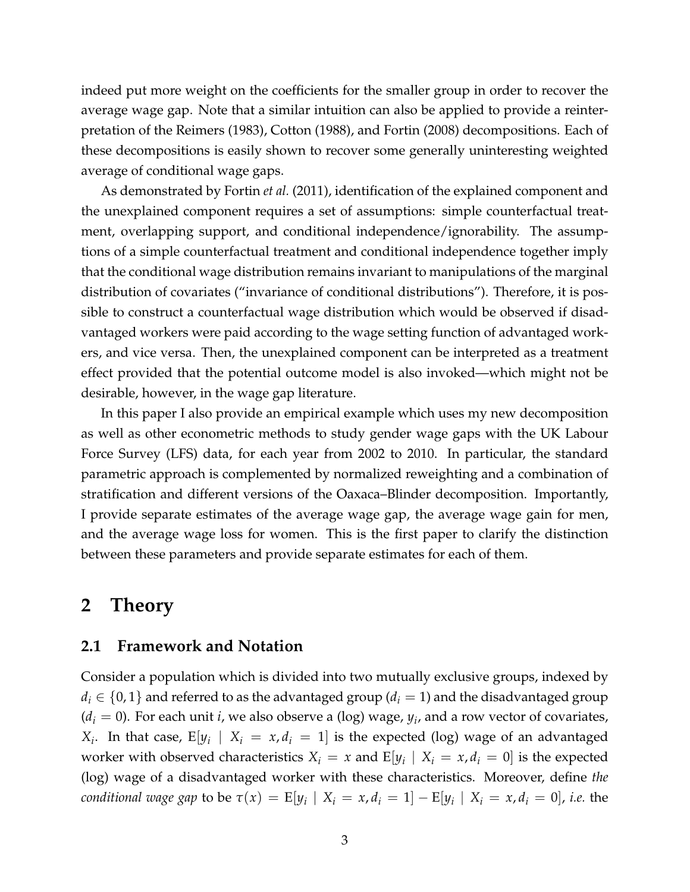indeed put more weight on the coefficients for the smaller group in order to recover the average wage gap. Note that a similar intuition can also be applied to provide a reinterpretation of the Reimers (1983), Cotton (1988), and Fortin (2008) decompositions. Each of these decompositions is easily shown to recover some generally uninteresting weighted average of conditional wage gaps.

As demonstrated by Fortin *et al.* (2011), identification of the explained component and the unexplained component requires a set of assumptions: simple counterfactual treatment, overlapping support, and conditional independence/ignorability. The assumptions of a simple counterfactual treatment and conditional independence together imply that the conditional wage distribution remains invariant to manipulations of the marginal distribution of covariates ("invariance of conditional distributions"). Therefore, it is possible to construct a counterfactual wage distribution which would be observed if disadvantaged workers were paid according to the wage setting function of advantaged workers, and vice versa. Then, the unexplained component can be interpreted as a treatment effect provided that the potential outcome model is also invoked—which might not be desirable, however, in the wage gap literature.

In this paper I also provide an empirical example which uses my new decomposition as well as other econometric methods to study gender wage gaps with the UK Labour Force Survey (LFS) data, for each year from 2002 to 2010. In particular, the standard parametric approach is complemented by normalized reweighting and a combination of stratification and different versions of the Oaxaca–Blinder decomposition. Importantly, I provide separate estimates of the average wage gap, the average wage gain for men, and the average wage loss for women. This is the first paper to clarify the distinction between these parameters and provide separate estimates for each of them.

# 2 Theory

## 2.1 Framework and Notation

Consider a population which is divided into two mutually exclusive groups, indexed by $d_i \in \{0, 1\}$ and referred to as the advantaged group ($d_i = 1$) and the disadvantaged group ($d_i = 0$). For each unit $i$, we also observe a (log) wage, $y_i$, and a row vector of covariates, $X_i$. In that case, $\mathrm{E}[y_i \mid X_i = x, d_i = 1]$ is the expected (log) wage of an advantaged worker with observed characteristics $X_i = x$ and $\mathrm{E}[y_i \mid X_i = x, d_i = 0]$ is the expected (log) wage of a disadvantaged worker with these characteristics. Moreover, define *the conditional wage gap* to be $\tau(x) = \mathrm{E}[y_i \mid X_i = x, d_i = 1] - \mathrm{E}[y_i \mid X_i = x, d_i = 0]$, *i.e.* the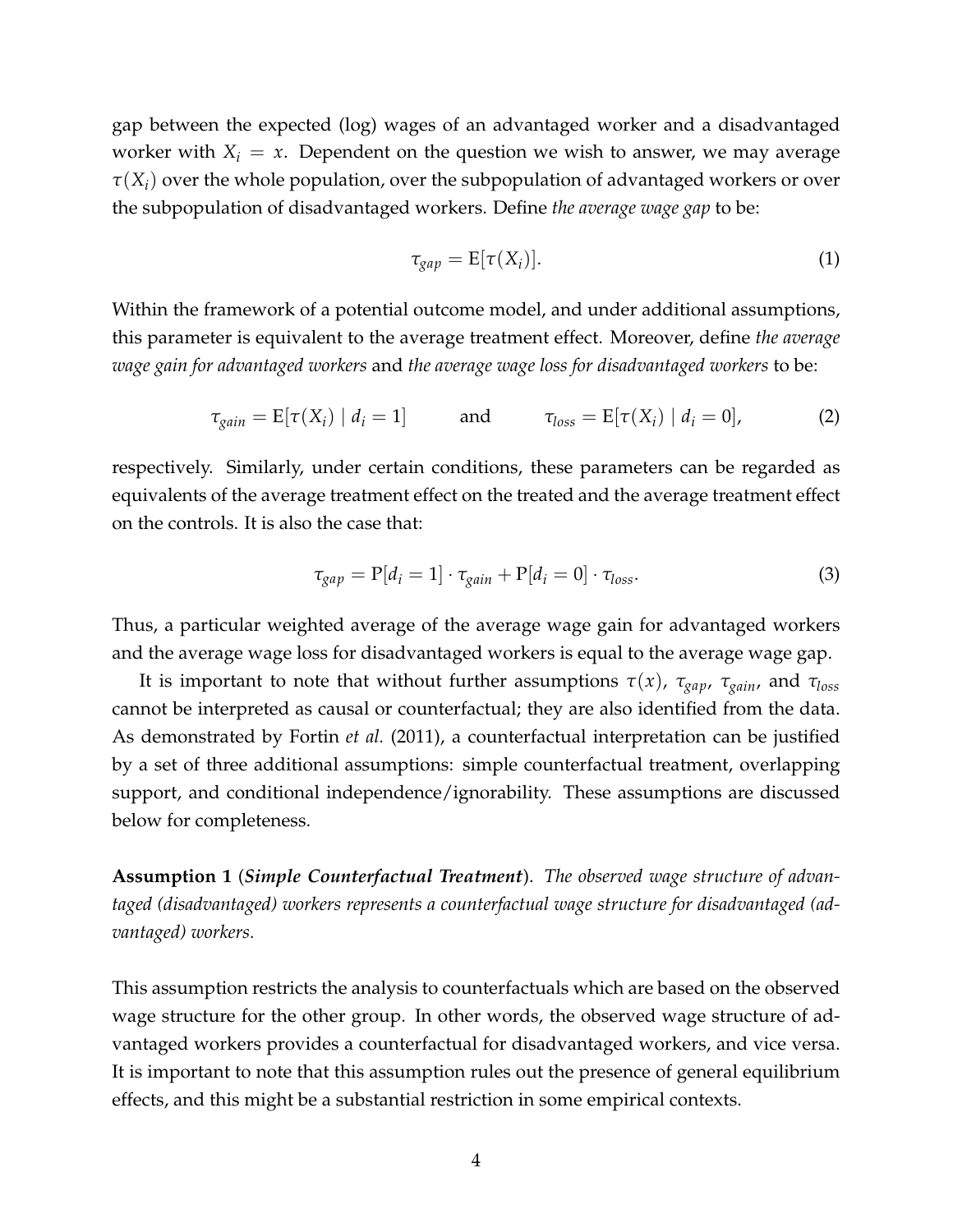gap between the expected (log) wages of an advantaged worker and a disadvantaged worker with $X_i = x$. Dependent on the question we wish to answer, we may average $\tau(X_i)$ over the whole population, over the subpopulation of advantaged workers or over the subpopulation of disadvantaged workers. Define *the average wage gap* to be:

$$\tau_{gap} = \mathrm{E}[\tau(X_i)]. \tag{1}$$

Within the framework of a potential outcome model, and under additional assumptions, this parameter is equivalent to the average treatment effect. Moreover, define *the average wage gain for advantaged workers* and *the average wage loss for disadvantaged workers* to be:

$$\tau_{gain} = \mathrm{E}[\tau(X_i) \mid d_i = 1] \qquad \text{and} \qquad \tau_{loss} = \mathrm{E}[\tau(X_i) \mid d_i = 0], \tag{2}$$

respectively. Similarly, under certain conditions, these parameters can be regarded as equivalents of the average treatment effect on the treated and the average treatment effect on the controls. It is also the case that:

$$\tau_{gap} = \mathrm{P}[d_i = 1] \cdot \tau_{gain} + \mathrm{P}[d_i = 0] \cdot \tau_{loss}. \tag{3}$$

Thus, a particular weighted average of the average wage gain for advantaged workers and the average wage loss for disadvantaged workers is equal to the average wage gap.

It is important to note that without further assumptions $\tau(x)$, $\tau_{gap}$, $\tau_{gain}$, and $\tau_{loss}$ cannot be interpreted as causal or counterfactual; they are also identified from the data. As demonstrated by Fortin *et al.* (2011), a counterfactual interpretation can be justified by a set of three additional assumptions: simple counterfactual treatment, overlapping support, and conditional independence/ignorability. These assumptions are discussed below for completeness.

**Assumption 1** (***Simple Counterfactual Treatment***). *The observed wage structure of advantaged (disadvantaged) workers represents a counterfactual wage structure for disadvantaged (advantaged) workers.*

This assumption restricts the analysis to counterfactuals which are based on the observed wage structure for the other group. In other words, the observed wage structure of advantaged workers provides a counterfactual for disadvantaged workers, and vice versa. It is important to note that this assumption rules out the presence of general equilibrium effects, and this might be a substantial restriction in some empirical contexts.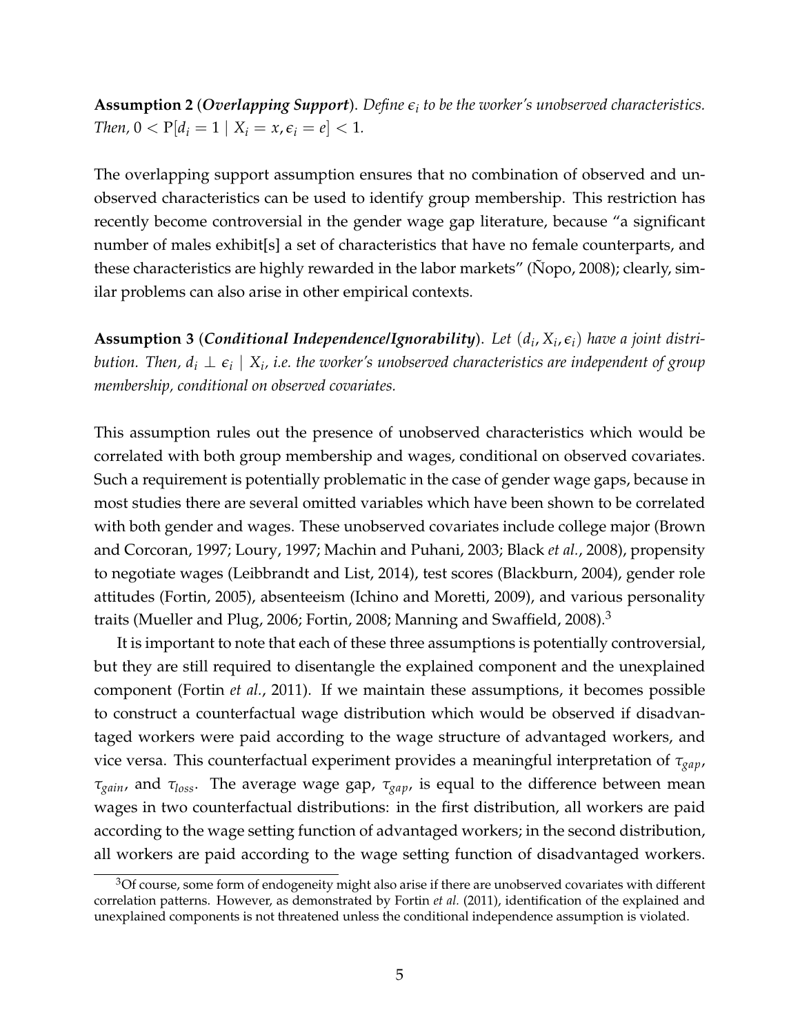**Assumption 2** (***Overlapping Support***). *Define $\epsilon_i$ to be the worker's unobserved characteristics. Then, $0 < \mathrm{P}[d_i = 1 \mid X_i = x, \epsilon_i = e] < 1$.*

The overlapping support assumption ensures that no combination of observed and unobserved characteristics can be used to identify group membership. This restriction has recently become controversial in the gender wage gap literature, because "a significant number of males exhibit[s] a set of characteristics that have no female counterparts, and these characteristics are highly rewarded in the labor markets" (Ñopo, 2008); clearly, similar problems can also arise in other empirical contexts.

**Assumption 3** (***Conditional Independence/Ignorability***). *Let $(d_i, X_i, \epsilon_i)$ have a joint distribution. Then, $d_i \perp \epsilon_i \mid X_i$, i.e. the worker's unobserved characteristics are independent of group membership, conditional on observed covariates.*

This assumption rules out the presence of unobserved characteristics which would be correlated with both group membership and wages, conditional on observed covariates. Such a requirement is potentially problematic in the case of gender wage gaps, because in most studies there are several omitted variables which have been shown to be correlated with both gender and wages. These unobserved covariates include college major (Brown and Corcoran, 1997; Loury, 1997; Machin and Puhani, 2003; Black *et al.*, 2008), propensity to negotiate wages (Leibbrandt and List, 2014), test scores (Blackburn, 2004), gender role attitudes (Fortin, 2005), absenteeism (Ichino and Moretti, 2009), and various personality traits (Mueller and Plug, 2006; Fortin, 2008; Manning and Swaffield, 2008).[3]

It is important to note that each of these three assumptions is potentially controversial, but they are still required to disentangle the explained component and the unexplained component (Fortin *et al.*, 2011). If we maintain these assumptions, it becomes possible to construct a counterfactual wage distribution which would be observed if disadvantaged workers were paid according to the wage structure of advantaged workers, and vice versa. This counterfactual experiment provides a meaningful interpretation of $\tau_{gap}$, $\tau_{gain}$, and $\tau_{loss}$. The average wage gap, $\tau_{gap}$, is equal to the difference between mean wages in two counterfactual distributions: in the first distribution, all workers are paid according to the wage setting function of advantaged workers; in the second distribution, all workers are paid according to the wage setting function of disadvantaged workers.

[3] Of course, some form of endogeneity might also arise if there are unobserved covariates with different correlation patterns. However, as demonstrated by Fortin *et al.* (2011), identification of the explained and unexplained components is not threatened unless the conditional independence assumption is violated.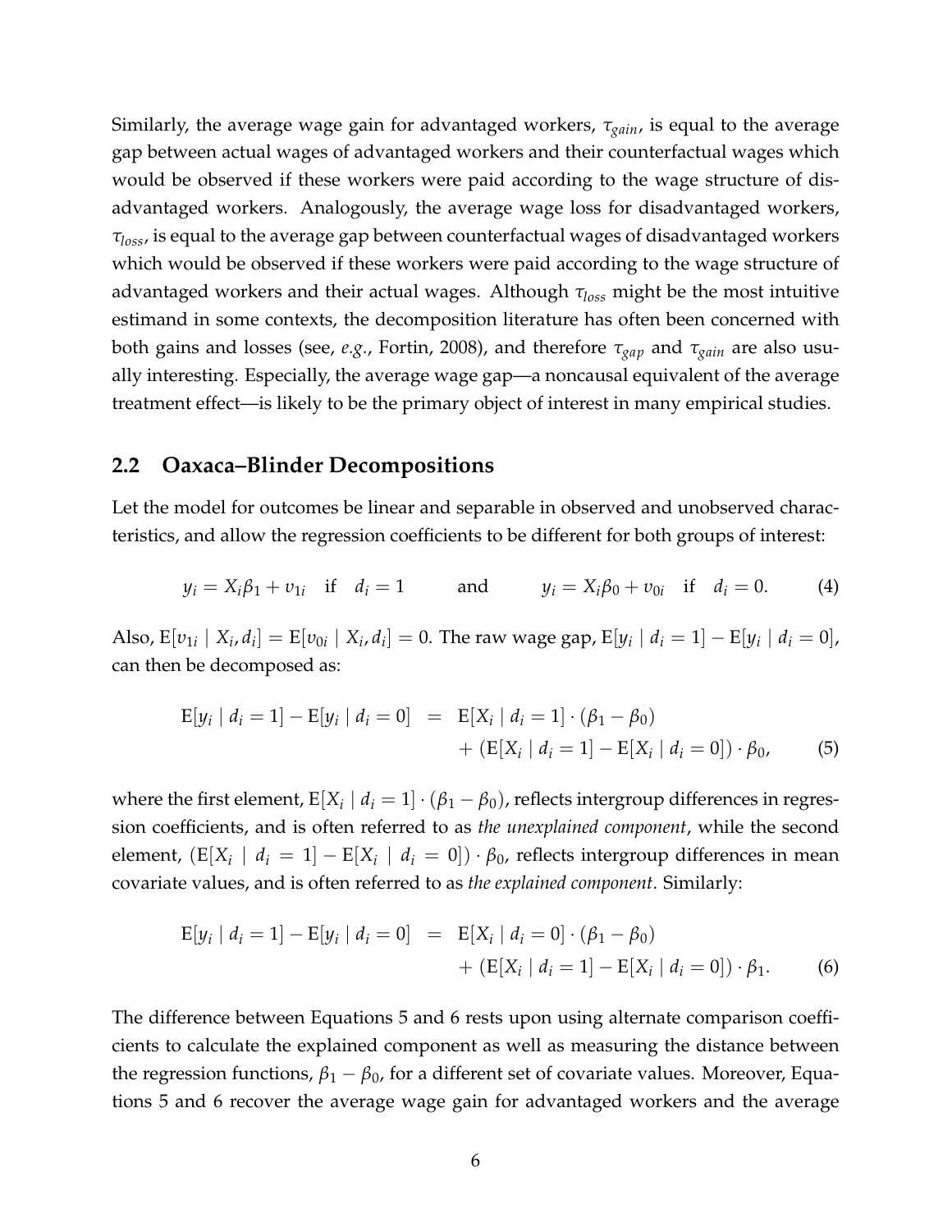Similarly, the average wage gain for advantaged workers, $\tau_{gain}$, is equal to the average gap between actual wages of advantaged workers and their counterfactual wages which would be observed if these workers were paid according to the wage structure of disadvantaged workers. Analogously, the average wage loss for disadvantaged workers, $\tau_{loss}$, is equal to the average gap between counterfactual wages of disadvantaged workers which would be observed if these workers were paid according to the wage structure of advantaged workers and their actual wages. Although $\tau_{loss}$ might be the most intuitive estimand in some contexts, the decomposition literature has often been concerned with both gains and losses (see, *e.g.*, Fortin, 2008), and therefore $\tau_{gap}$ and $\tau_{gain}$ are also usually interesting. Especially, the average wage gap—a noncausal equivalent of the average treatment effect—is likely to be the primary object of interest in many empirical studies.

## 2.2 Oaxaca–Blinder Decompositions

Let the model for outcomes be linear and separable in observed and unobserved characteristics, and allow the regression coefficients to be different for both groups of interest:

$$y_i = X_i\beta_1 + v_{1i} \quad \text{if} \quad d_i = 1 \qquad \text{and} \qquad y_i = X_i\beta_0 + v_{0i} \quad \text{if} \quad d_i = 0. \tag{4}$$

Also, $\mathrm{E}[v_{1i} \mid X_i, d_i] = \mathrm{E}[v_{0i} \mid X_i, d_i] = 0$. The raw wage gap, $\mathrm{E}[y_i \mid d_i = 1] - \mathrm{E}[y_i \mid d_i = 0]$, can then be decomposed as:

$$\begin{aligned} \mathrm{E}[y_i \mid d_i = 1] - \mathrm{E}[y_i \mid d_i = 0] &= \mathrm{E}[X_i \mid d_i = 1] \cdot (\beta_1 - \beta_0) \\ &\quad + (\mathrm{E}[X_i \mid d_i = 1] - \mathrm{E}[X_i \mid d_i = 0]) \cdot \beta_0, \end{aligned} \tag{5}$$

where the first element, $\mathrm{E}[X_i \mid d_i = 1] \cdot (\beta_1 - \beta_0)$, reflects intergroup differences in regression coefficients, and is often referred to as *the unexplained component*, while the second element, $(\mathrm{E}[X_i \mid d_i = 1] - \mathrm{E}[X_i \mid d_i = 0]) \cdot \beta_0$, reflects intergroup differences in mean covariate values, and is often referred to as *the explained component*. Similarly:

$$\begin{aligned} \mathrm{E}[y_i \mid d_i = 1] - \mathrm{E}[y_i \mid d_i = 0] &= \mathrm{E}[X_i \mid d_i = 0] \cdot (\beta_1 - \beta_0) \\ &\quad + (\mathrm{E}[X_i \mid d_i = 1] - \mathrm{E}[X_i \mid d_i = 0]) \cdot \beta_1. \end{aligned} \tag{6}$$

The difference between Equations 5 and 6 rests upon using alternate comparison coefficients to calculate the explained component as well as measuring the distance between the regression functions, $\beta_1 - \beta_0$, for a different set of covariate values. Moreover, Equations 5 and 6 recover the average wage gain for advantaged workers and the average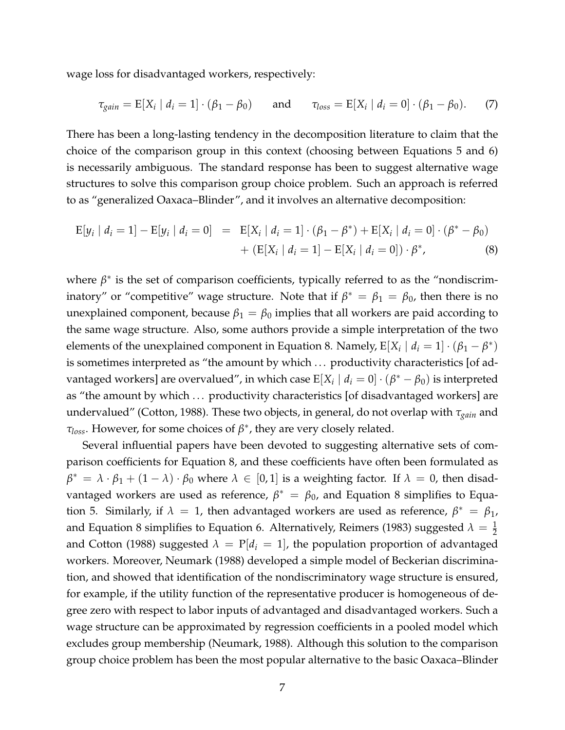wage loss for disadvantaged workers, respectively:

$$\tau_{gain} = \mathrm{E}[X_i \mid d_i = 1] \cdot (\beta_1 - \beta_0) \qquad \text{and} \qquad \tau_{loss} = \mathrm{E}[X_i \mid d_i = 0] \cdot (\beta_1 - \beta_0). \tag{7}$$

There has been a long-lasting tendency in the decomposition literature to claim that the choice of the comparison group in this context (choosing between Equations 5 and 6) is necessarily ambiguous. The standard response has been to suggest alternative wage structures to solve this comparison group choice problem. Such an approach is referred to as "generalized Oaxaca–Blinder", and it involves an alternative decomposition:

$$\begin{aligned}\mathrm{E}[y_i \mid d_i = 1] - \mathrm{E}[y_i \mid d_i = 0] \;&=\; \mathrm{E}[X_i \mid d_i = 1] \cdot (\beta_1 - \beta^*) + \mathrm{E}[X_i \mid d_i = 0] \cdot (\beta^* - \beta_0) \\ &\quad + (\mathrm{E}[X_i \mid d_i = 1] - \mathrm{E}[X_i \mid d_i = 0]) \cdot \beta^*, \end{aligned} \tag{8}$$

where $\beta^*$ is the set of comparison coefficients, typically referred to as the "nondiscriminatory" or "competitive" wage structure. Note that if $\beta^* = \beta_1 = \beta_0$, then there is no unexplained component, because $\beta_1 = \beta_0$ implies that all workers are paid according to the same wage structure. Also, some authors provide a simple interpretation of the two elements of the unexplained component in Equation 8. Namely, $\mathrm{E}[X_i \mid d_i = 1] \cdot (\beta_1 - \beta^*)$ is sometimes interpreted as "the amount by which ... productivity characteristics [of advantaged workers] are overvalued", in which case $\mathrm{E}[X_i \mid d_i = 0] \cdot (\beta^* - \beta_0)$ is interpreted as "the amount by which ... productivity characteristics [of disadvantaged workers] are undervalued" (Cotton, 1988). These two objects, in general, do not overlap with $\tau_{gain}$ and $\tau_{loss}$. However, for some choices of $\beta^*$, they are very closely related.

Several influential papers have been devoted to suggesting alternative sets of comparison coefficients for Equation 8, and these coefficients have often been formulated as $\beta^* = \lambda \cdot \beta_1 + (1 - \lambda) \cdot \beta_0$ where $\lambda \in [0, 1]$ is a weighting factor. If $\lambda = 0$, then disadvantaged workers are used as reference, $\beta^* = \beta_0$, and Equation 8 simplifies to Equation 5. Similarly, if $\lambda = 1$, then advantaged workers are used as reference, $\beta^* = \beta_1$, and Equation 8 simplifies to Equation 6. Alternatively, Reimers (1983) suggested $\lambda = \frac{1}{2}$ and Cotton (1988) suggested $\lambda = \mathrm{P}[d_i = 1]$, the population proportion of advantaged workers. Moreover, Neumark (1988) developed a simple model of Beckerian discrimination, and showed that identification of the nondiscriminatory wage structure is ensured, for example, if the utility function of the representative producer is homogeneous of degree zero with respect to labor inputs of advantaged and disadvantaged workers. Such a wage structure can be approximated by regression coefficients in a pooled model which excludes group membership (Neumark, 1988). Although this solution to the comparison group choice problem has been the most popular alternative to the basic Oaxaca–Blinder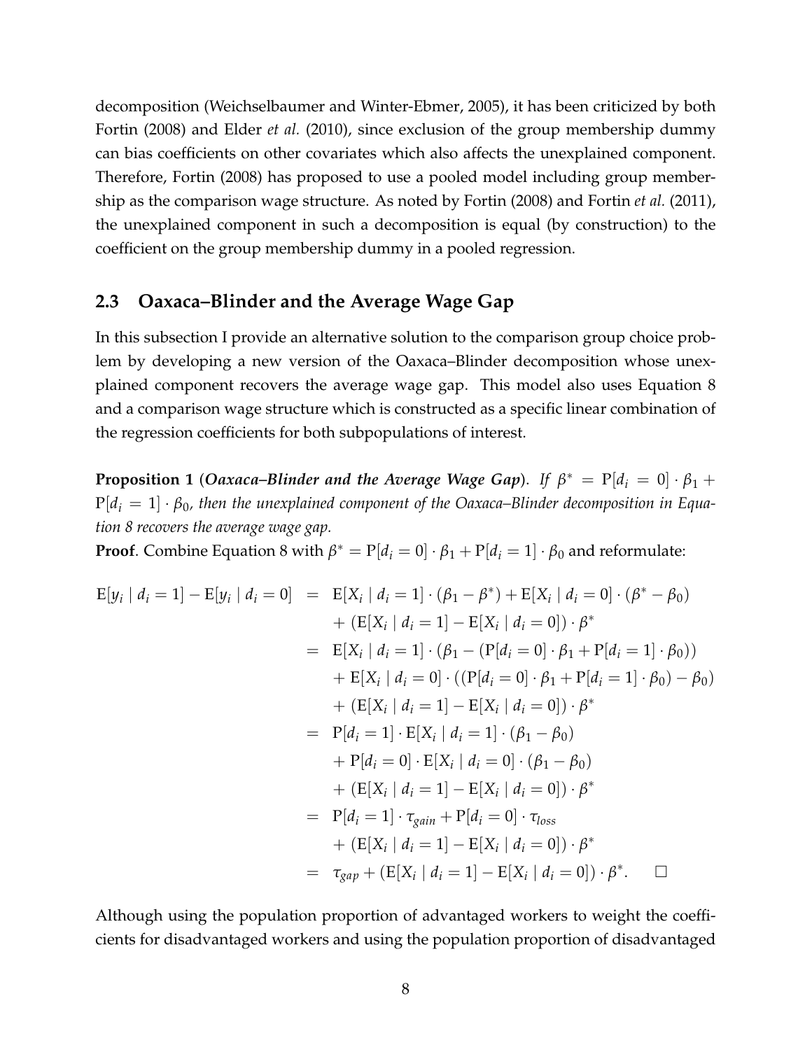decomposition (Weichselbaumer and Winter-Ebmer, 2005), it has been criticized by both Fortin (2008) and Elder *et al.* (2010), since exclusion of the group membership dummy can bias coefficients on other covariates which also affects the unexplained component. Therefore, Fortin (2008) has proposed to use a pooled model including group membership as the comparison wage structure. As noted by Fortin (2008) and Fortin *et al.* (2011), the unexplained component in such a decomposition is equal (by construction) to the coefficient on the group membership dummy in a pooled regression.

## 2.3 Oaxaca–Blinder and the Average Wage Gap

In this subsection I provide an alternative solution to the comparison group choice problem by developing a new version of the Oaxaca–Blinder decomposition whose unexplained component recovers the average wage gap. This model also uses Equation 8 and a comparison wage structure which is constructed as a specific linear combination of the regression coefficients for both subpopulations of interest.

**Proposition 1** (***Oaxaca–Blinder and the Average Wage Gap***). *If $\beta^* = \mathrm{P}[d_i = 0] \cdot \beta_1 + \mathrm{P}[d_i = 1] \cdot \beta_0$, then the unexplained component of the Oaxaca–Blinder decomposition in Equation 8 recovers the average wage gap.*

**Proof**. Combine Equation 8 with $\beta^* = \mathrm{P}[d_i = 0] \cdot \beta_1 + \mathrm{P}[d_i = 1] \cdot \beta_0$ and reformulate:

$$
\begin{aligned}
\mathrm{E}[y_i \mid d_i = 1] - \mathrm{E}[y_i \mid d_i = 0] &= \mathrm{E}[X_i \mid d_i = 1] \cdot (\beta_1 - \beta^*) + \mathrm{E}[X_i \mid d_i = 0] \cdot (\beta^* - \beta_0) \\
&\quad + (\mathrm{E}[X_i \mid d_i = 1] - \mathrm{E}[X_i \mid d_i = 0]) \cdot \beta^* \\
&= \mathrm{E}[X_i \mid d_i = 1] \cdot (\beta_1 - (\mathrm{P}[d_i = 0] \cdot \beta_1 + \mathrm{P}[d_i = 1] \cdot \beta_0)) \\
&\quad + \mathrm{E}[X_i \mid d_i = 0] \cdot ((\mathrm{P}[d_i = 0] \cdot \beta_1 + \mathrm{P}[d_i = 1] \cdot \beta_0) - \beta_0) \\
&\quad + (\mathrm{E}[X_i \mid d_i = 1] - \mathrm{E}[X_i \mid d_i = 0]) \cdot \beta^* \\
&= \mathrm{P}[d_i = 1] \cdot \mathrm{E}[X_i \mid d_i = 1] \cdot (\beta_1 - \beta_0) \\
&\quad + \mathrm{P}[d_i = 0] \cdot \mathrm{E}[X_i \mid d_i = 0] \cdot (\beta_1 - \beta_0) \\
&\quad + (\mathrm{E}[X_i \mid d_i = 1] - \mathrm{E}[X_i \mid d_i = 0]) \cdot \beta^* \\
&= \mathrm{P}[d_i = 1] \cdot \tau_{gain} + \mathrm{P}[d_i = 0] \cdot \tau_{loss} \\
&\quad + (\mathrm{E}[X_i \mid d_i = 1] - \mathrm{E}[X_i \mid d_i = 0]) \cdot \beta^* \\
&= \tau_{gap} + (\mathrm{E}[X_i \mid d_i = 1] - \mathrm{E}[X_i \mid d_i = 0]) \cdot \beta^*. \qquad \square
\end{aligned}
$$

Although using the population proportion of advantaged workers to weight the coefficients for disadvantaged workers and using the population proportion of disadvantaged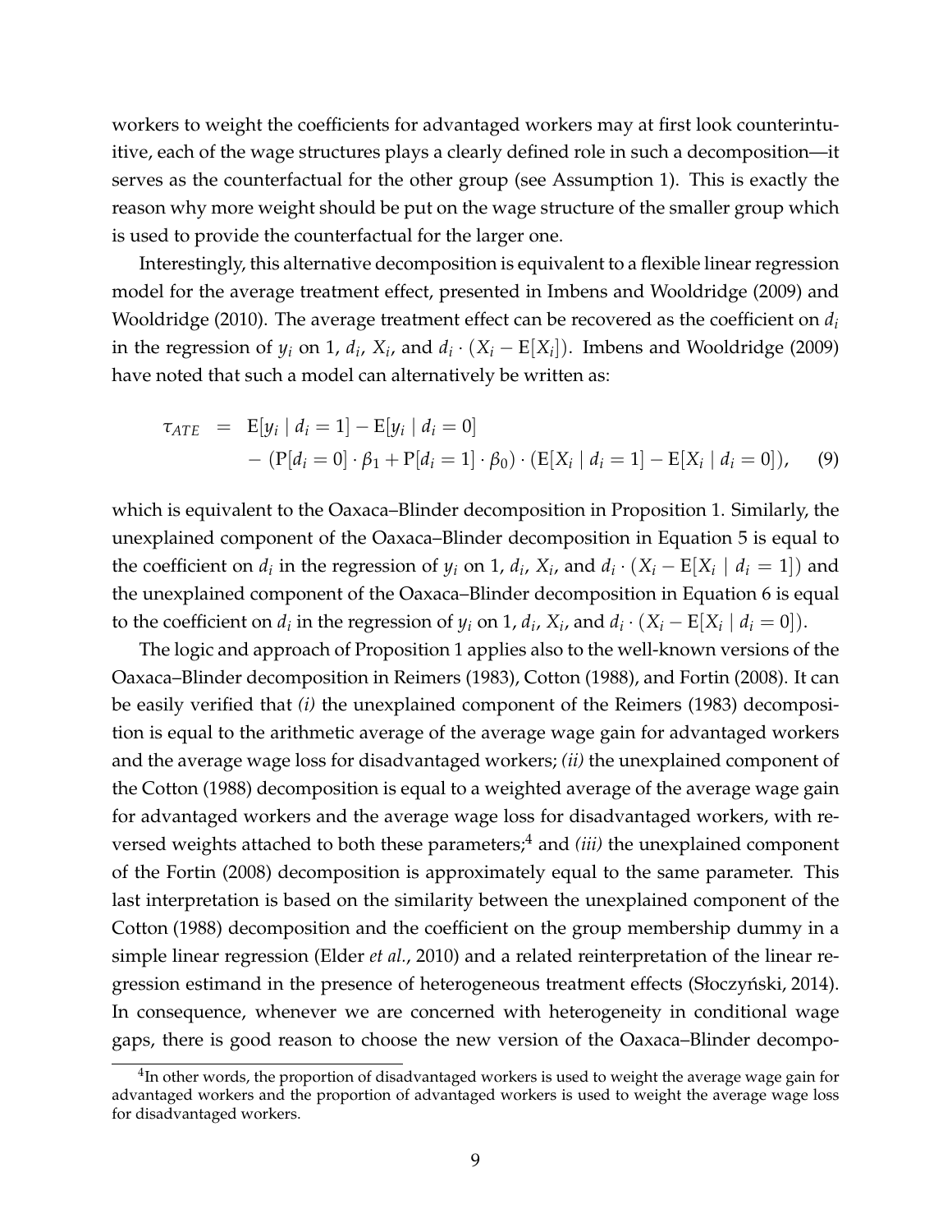workers to weight the coefficients for advantaged workers may at first look counterintuitive, each of the wage structures plays a clearly defined role in such a decomposition—it serves as the counterfactual for the other group (see Assumption 1). This is exactly the reason why more weight should be put on the wage structure of the smaller group which is used to provide the counterfactual for the larger one.

Interestingly, this alternative decomposition is equivalent to a flexible linear regression model for the average treatment effect, presented in Imbens and Wooldridge (2009) and Wooldridge (2010). The average treatment effect can be recovered as the coefficient on $d_i$ in the regression of $y_i$ on 1, $d_i$, $X_i$, and $d_i \cdot (X_i - \mathrm{E}[X_i])$. Imbens and Wooldridge (2009) have noted that such a model can alternatively be written as:

$$
\begin{aligned}
\tau_{ATE} \;=\; & \mathrm{E}[y_i \mid d_i = 1] - \mathrm{E}[y_i \mid d_i = 0] \\
& - (\mathrm{P}[d_i = 0] \cdot \beta_1 + \mathrm{P}[d_i = 1] \cdot \beta_0) \cdot (\mathrm{E}[X_i \mid d_i = 1] - \mathrm{E}[X_i \mid d_i = 0]), \qquad (9)
\end{aligned}
$$

which is equivalent to the Oaxaca–Blinder decomposition in Proposition 1. Similarly, the unexplained component of the Oaxaca–Blinder decomposition in Equation 5 is equal to the coefficient on $d_i$ in the regression of $y_i$ on 1, $d_i$, $X_i$, and $d_i \cdot (X_i - \mathrm{E}[X_i \mid d_i = 1])$ and the unexplained component of the Oaxaca–Blinder decomposition in Equation 6 is equal to the coefficient on $d_i$ in the regression of $y_i$ on 1, $d_i$, $X_i$, and $d_i \cdot (X_i - \mathrm{E}[X_i \mid d_i = 0])$.

The logic and approach of Proposition 1 applies also to the well-known versions of the Oaxaca–Blinder decomposition in Reimers (1983), Cotton (1988), and Fortin (2008). It can be easily verified that *(i)* the unexplained component of the Reimers (1983) decomposition is equal to the arithmetic average of the average wage gain for advantaged workers and the average wage loss for disadvantaged workers; *(ii)* the unexplained component of the Cotton (1988) decomposition is equal to a weighted average of the average wage gain for advantaged workers and the average wage loss for disadvantaged workers, with reversed weights attached to both these parameters;[4] and *(iii)* the unexplained component of the Fortin (2008) decomposition is approximately equal to the same parameter. This last interpretation is based on the similarity between the unexplained component of the Cotton (1988) decomposition and the coefficient on the group membership dummy in a simple linear regression (Elder *et al.*, 2010) and a related reinterpretation of the linear regression estimand in the presence of heterogeneous treatment effects (Słoczyński, 2014). In consequence, whenever we are concerned with heterogeneity in conditional wage gaps, there is good reason to choose the new version of the Oaxaca–Blinder decompo-

[4] In other words, the proportion of disadvantaged workers is used to weight the average wage gain for advantaged workers and the proportion of advantaged workers is used to weight the average wage loss for disadvantaged workers.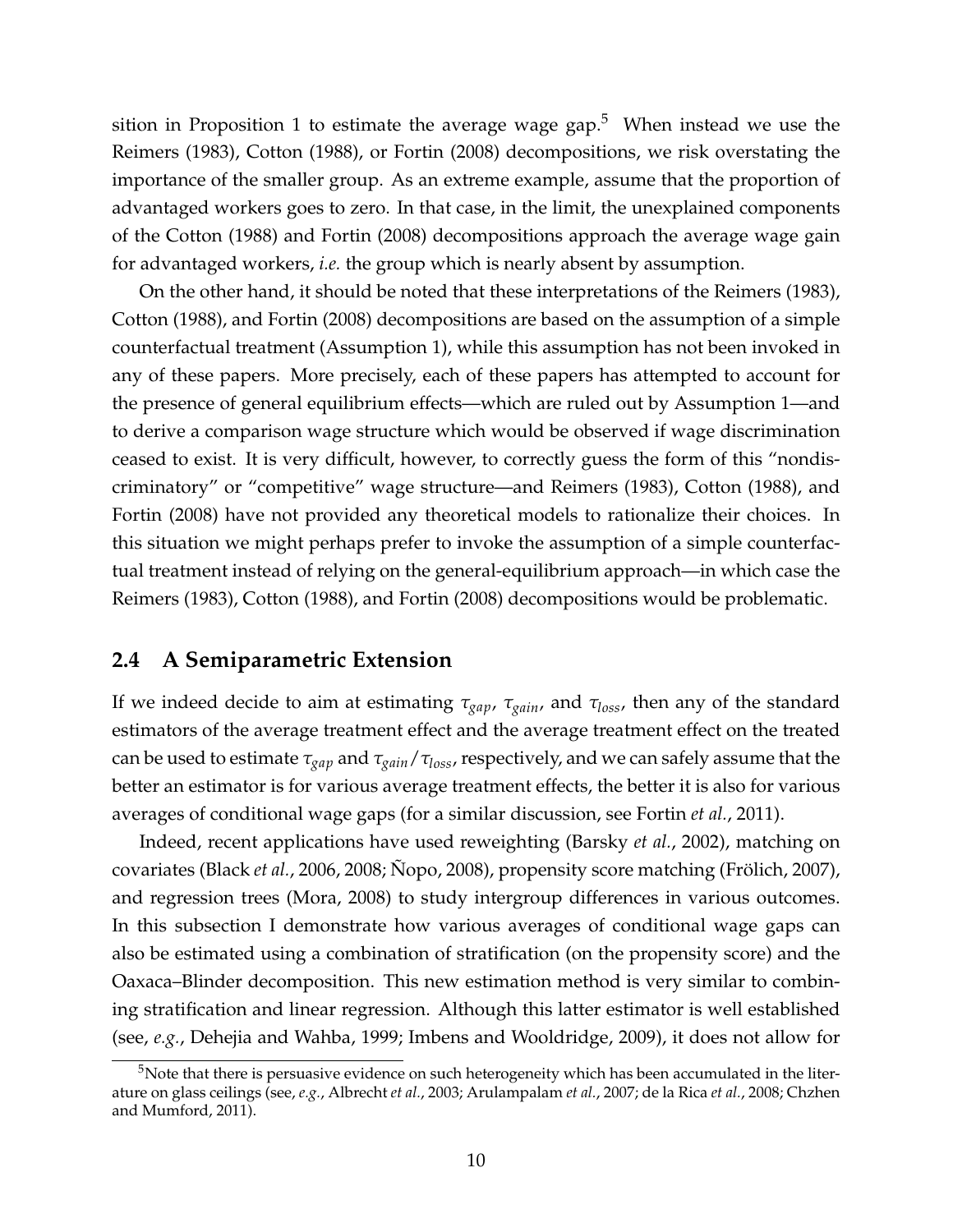sition in Proposition 1 to estimate the average wage gap.[5] When instead we use the Reimers (1983), Cotton (1988), or Fortin (2008) decompositions, we risk overstating the importance of the smaller group. As an extreme example, assume that the proportion of advantaged workers goes to zero. In that case, in the limit, the unexplained components of the Cotton (1988) and Fortin (2008) decompositions approach the average wage gain for advantaged workers, *i.e.* the group which is nearly absent by assumption.

On the other hand, it should be noted that these interpretations of the Reimers (1983), Cotton (1988), and Fortin (2008) decompositions are based on the assumption of a simple counterfactual treatment (Assumption 1), while this assumption has not been invoked in any of these papers. More precisely, each of these papers has attempted to account for the presence of general equilibrium effects—which are ruled out by Assumption 1—and to derive a comparison wage structure which would be observed if wage discrimination ceased to exist. It is very difficult, however, to correctly guess the form of this "nondiscriminatory" or "competitive" wage structure—and Reimers (1983), Cotton (1988), and Fortin (2008) have not provided any theoretical models to rationalize their choices. In this situation we might perhaps prefer to invoke the assumption of a simple counterfactual treatment instead of relying on the general-equilibrium approach—in which case the Reimers (1983), Cotton (1988), and Fortin (2008) decompositions would be problematic.

## 2.4 A Semiparametric Extension

If we indeed decide to aim at estimating $\tau_{gap}$, $\tau_{gain}$, and $\tau_{loss}$, then any of the standard estimators of the average treatment effect and the average treatment effect on the treated can be used to estimate $\tau_{gap}$ and $\tau_{gain}/\tau_{loss}$, respectively, and we can safely assume that the better an estimator is for various average treatment effects, the better it is also for various averages of conditional wage gaps (for a similar discussion, see Fortin *et al.*, 2011).

Indeed, recent applications have used reweighting (Barsky *et al.*, 2002), matching on covariates (Black *et al.*, 2006, 2008; Ñopo, 2008), propensity score matching (Frölich, 2007), and regression trees (Mora, 2008) to study intergroup differences in various outcomes. In this subsection I demonstrate how various averages of conditional wage gaps can also be estimated using a combination of stratification (on the propensity score) and the Oaxaca–Blinder decomposition. This new estimation method is very similar to combining stratification and linear regression. Although this latter estimator is well established (see, *e.g.*, Dehejia and Wahba, 1999; Imbens and Wooldridge, 2009), it does not allow for

[5] Note that there is persuasive evidence on such heterogeneity which has been accumulated in the literature on glass ceilings (see, *e.g.*, Albrecht *et al.*, 2003; Arulampalam *et al.*, 2007; de la Rica *et al.*, 2008; Chzhen and Mumford, 2011).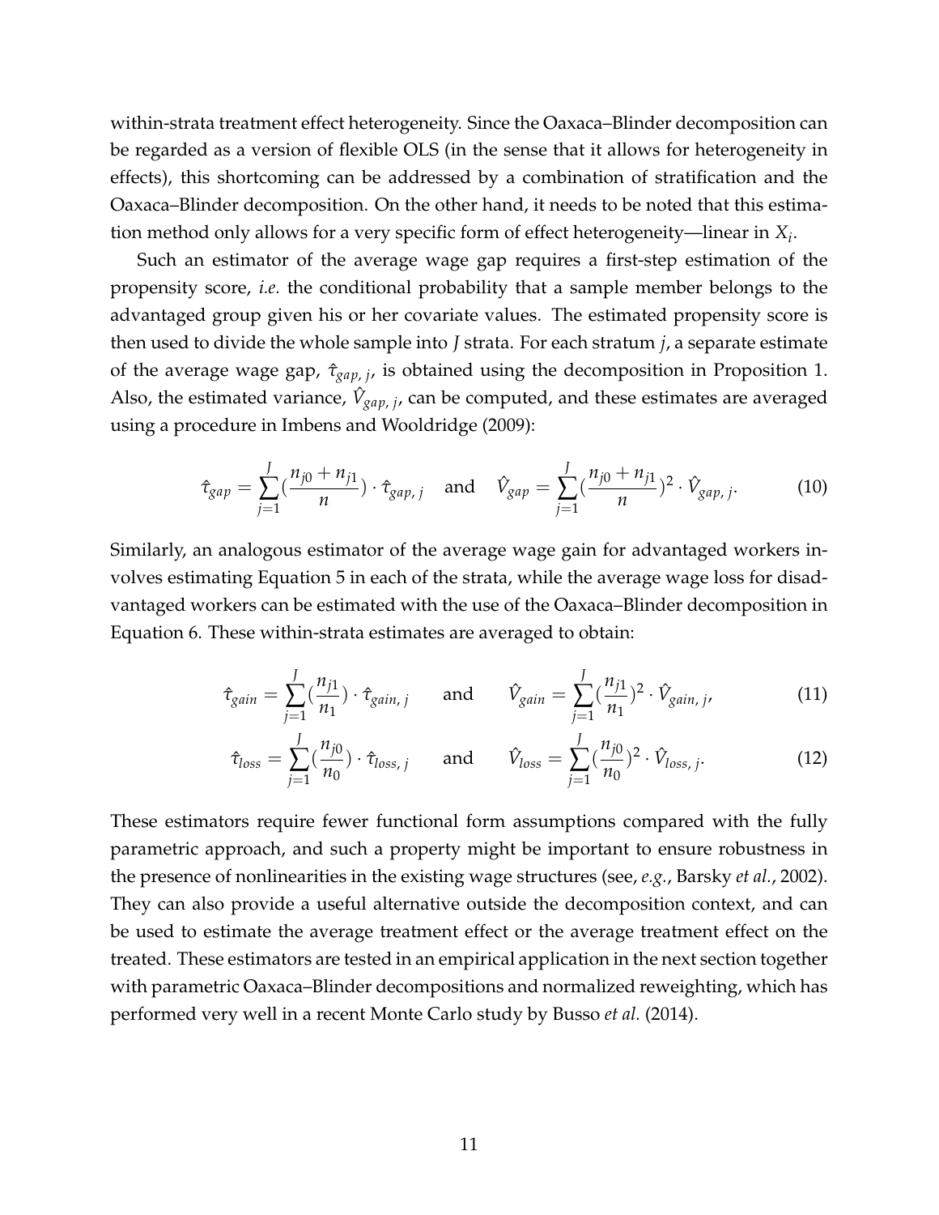within-strata treatment effect heterogeneity. Since the Oaxaca–Blinder decomposition can be regarded as a version of flexible OLS (in the sense that it allows for heterogeneity in effects), this shortcoming can be addressed by a combination of stratification and the Oaxaca–Blinder decomposition. On the other hand, it needs to be noted that this estimation method only allows for a very specific form of effect heterogeneity—linear in $X_i$.

Such an estimator of the average wage gap requires a first-step estimation of the propensity score, *i.e.* the conditional probability that a sample member belongs to the advantaged group given his or her covariate values. The estimated propensity score is then used to divide the whole sample into $J$ strata. For each stratum $j$, a separate estimate of the average wage gap, $\hat{\tau}_{gap,\, j}$, is obtained using the decomposition in Proposition 1. Also, the estimated variance, $\hat{V}_{gap,\, j}$, can be computed, and these estimates are averaged using a procedure in Imbens and Wooldridge (2009):

$$\hat{\tau}_{gap} = \sum_{j=1}^{J} (\frac{n_{j0} + n_{j1}}{n}) \cdot \hat{\tau}_{gap,\, j} \quad \text{and} \quad \hat{V}_{gap} = \sum_{j=1}^{J} (\frac{n_{j0} + n_{j1}}{n})^2 \cdot \hat{V}_{gap,\, j}. \tag{10}$$

Similarly, an analogous estimator of the average wage gain for advantaged workers involves estimating Equation 5 in each of the strata, while the average wage loss for disadvantaged workers can be estimated with the use of the Oaxaca–Blinder decomposition in Equation 6. These within-strata estimates are averaged to obtain:

$$\hat{\tau}_{gain} = \sum_{j=1}^{J} (\frac{n_{j1}}{n_1}) \cdot \hat{\tau}_{gain,\, j} \qquad \text{and} \qquad \hat{V}_{gain} = \sum_{j=1}^{J} (\frac{n_{j1}}{n_1})^2 \cdot \hat{V}_{gain,\, j}, \tag{11}$$

$$\hat{\tau}_{loss} = \sum_{j=1}^{J} (\frac{n_{j0}}{n_0}) \cdot \hat{\tau}_{loss,\, j} \qquad \text{and} \qquad \hat{V}_{loss} = \sum_{j=1}^{J} (\frac{n_{j0}}{n_0})^2 \cdot \hat{V}_{loss,\, j}. \tag{12}$$

These estimators require fewer functional form assumptions compared with the fully parametric approach, and such a property might be important to ensure robustness in the presence of nonlinearities in the existing wage structures (see, *e.g.*, Barsky *et al.*, 2002). They can also provide a useful alternative outside the decomposition context, and can be used to estimate the average treatment effect or the average treatment effect on the treated. These estimators are tested in an empirical application in the next section together with parametric Oaxaca–Blinder decompositions and normalized reweighting, which has performed very well in a recent Monte Carlo study by Busso *et al.* (2014).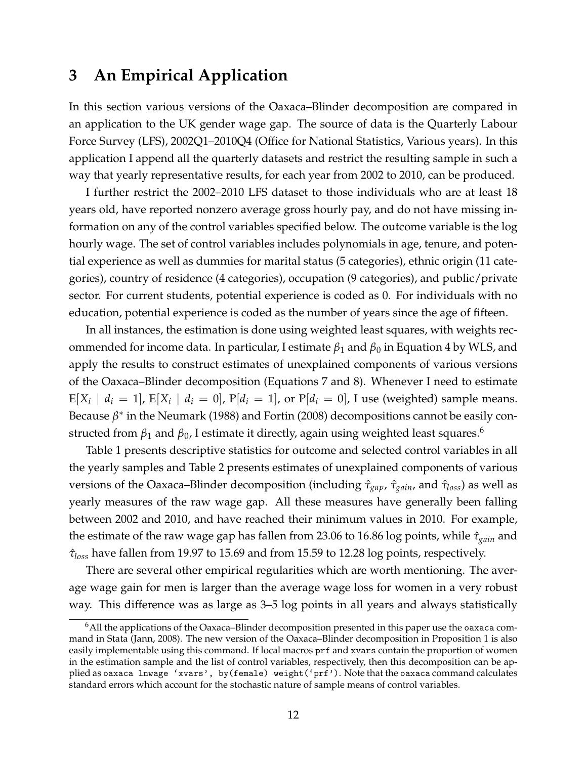# 3 An Empirical Application

In this section various versions of the Oaxaca–Blinder decomposition are compared in an application to the UK gender wage gap. The source of data is the Quarterly Labour Force Survey (LFS), 2002Q1–2010Q4 (Office for National Statistics, Various years). In this application I append all the quarterly datasets and restrict the resulting sample in such a way that yearly representative results, for each year from 2002 to 2010, can be produced.

I further restrict the 2002–2010 LFS dataset to those individuals who are at least 18 years old, have reported nonzero average gross hourly pay, and do not have missing information on any of the control variables specified below. The outcome variable is the log hourly wage. The set of control variables includes polynomials in age, tenure, and potential experience as well as dummies for marital status (5 categories), ethnic origin (11 categories), country of residence (4 categories), occupation (9 categories), and public/private sector. For current students, potential experience is coded as 0. For individuals with no education, potential experience is coded as the number of years since the age of fifteen.

In all instances, the estimation is done using weighted least squares, with weights recommended for income data. In particular, I estimate $\beta_1$ and $\beta_0$ in Equation 4 by WLS, and apply the results to construct estimates of unexplained components of various versions of the Oaxaca–Blinder decomposition (Equations 7 and 8). Whenever I need to estimate $\mathrm{E}[X_i \mid d_i = 1]$, $\mathrm{E}[X_i \mid d_i = 0]$, $\mathrm{P}[d_i = 1]$, or $\mathrm{P}[d_i = 0]$, I use (weighted) sample means. Because $\beta^*$ in the Neumark (1988) and Fortin (2008) decompositions cannot be easily constructed from $\beta_1$ and $\beta_0$, I estimate it directly, again using weighted least squares.[6]

Table 1 presents descriptive statistics for outcome and selected control variables in all the yearly samples and Table 2 presents estimates of unexplained components of various versions of the Oaxaca–Blinder decomposition (including $\hat{\tau}_{gap}$, $\hat{\tau}_{gain}$, and $\hat{\tau}_{loss}$) as well as yearly measures of the raw wage gap. All these measures have generally been falling between 2002 and 2010, and have reached their minimum values in 2010. For example, the estimate of the raw wage gap has fallen from 23.06 to 16.86 log points, while $\hat{\tau}_{gain}$ and $\hat{\tau}_{loss}$ have fallen from 19.97 to 15.69 and from 15.59 to 12.28 log points, respectively.

There are several other empirical regularities which are worth mentioning. The average wage gain for men is larger than the average wage loss for women in a very robust way. This difference was as large as 3–5 log points in all years and always statistically

[6] All the applications of the Oaxaca–Blinder decomposition presented in this paper use the `oaxaca` command in Stata (Jann, 2008). The new version of the Oaxaca–Blinder decomposition in Proposition 1 is also easily implementable using this command. If local macros `prf` and `xvars` contain the proportion of women in the estimation sample and the list of control variables, respectively, then this decomposition can be applied as `oaxaca lnwage 'xvars', by(female) weight('prf')`. Note that the `oaxaca` command calculates standard errors which account for the stochastic nature of sample means of control variables.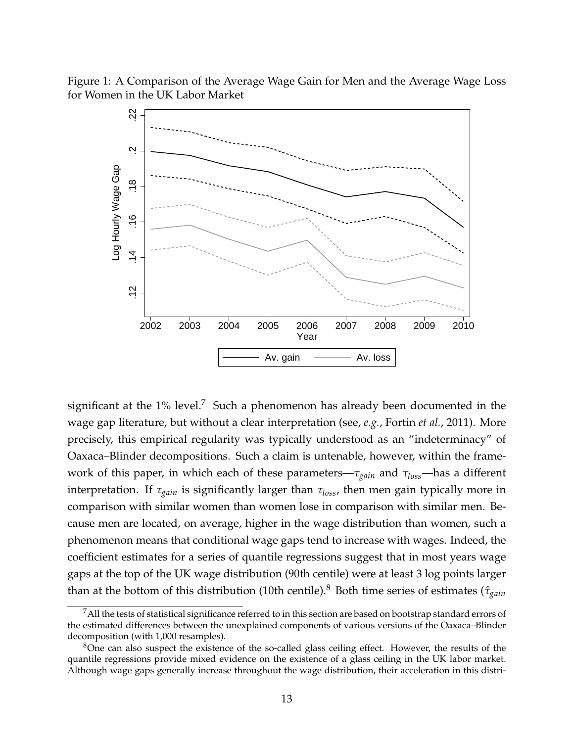Figure 1: A Comparison of the Average Wage Gain for Men and the Average Wage Loss for Women in the UK Labor Market

significant at the 1% level.[7] Such a phenomenon has already been documented in the wage gap literature, but without a clear interpretation (see, *e.g.*, Fortin *et al.*, 2011). More precisely, this empirical regularity was typically understood as an "indeterminacy" of Oaxaca–Blinder decompositions. Such a claim is untenable, however, within the framework of this paper, in which each of these parameters—$\tau_{gain}$ and $\tau_{loss}$—has a different interpretation. If $\tau_{gain}$ is significantly larger than $\tau_{loss}$, then men gain typically more in comparison with similar women than women lose in comparison with similar men. Because men are located, on average, higher in the wage distribution than women, such a phenomenon means that conditional wage gaps tend to increase with wages. Indeed, the coefficient estimates for a series of quantile regressions suggest that in most years wage gaps at the top of the UK wage distribution (90th centile) were at least 3 log points larger than at the bottom of this distribution (10th centile).[8] Both time series of estimates ($\hat{\tau}_{gain}$

[7] All the tests of statistical significance referred to in this section are based on bootstrap standard errors of the estimated differences between the unexplained components of various versions of the Oaxaca–Blinder decomposition (with 1,000 resamples).

[8] One can also suspect the existence of the so-called glass ceiling effect. However, the results of the quantile regressions provide mixed evidence on the existence of a glass ceiling in the UK labor market. Although wage gaps generally increase throughout the wage distribution, their acceleration in this distri-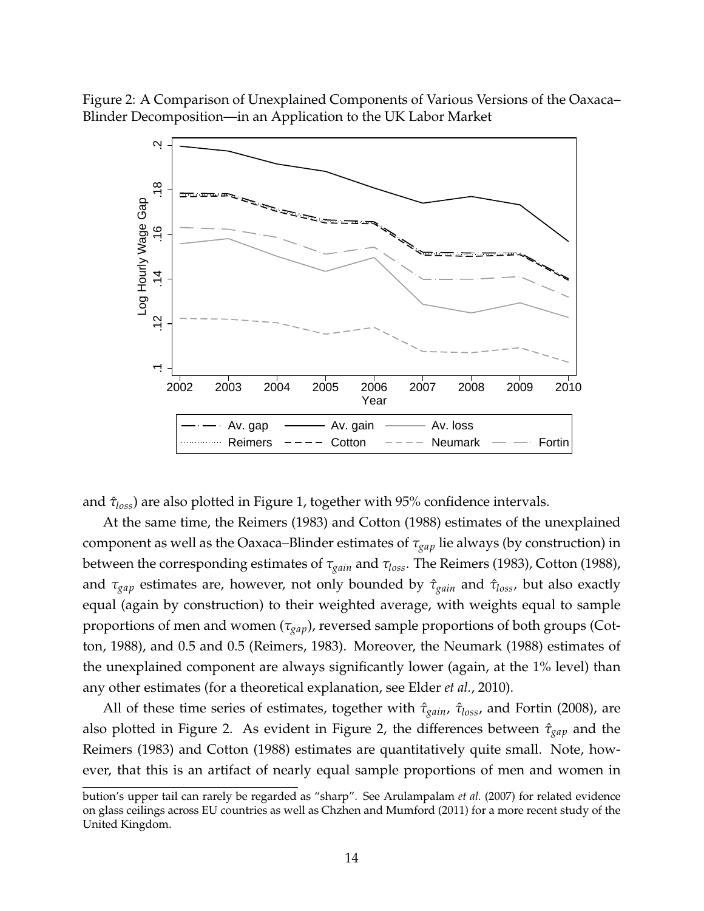Figure 2: A Comparison of Unexplained Components of Various Versions of the Oaxaca–Blinder Decomposition—in an Application to the UK Labor Market

and $\hat{\tau}_{loss}$) are also plotted in Figure 1, together with 95% confidence intervals.

At the same time, the Reimers (1983) and Cotton (1988) estimates of the unexplained component as well as the Oaxaca–Blinder estimates of $\tau_{gap}$ lie always (by construction) in between the corresponding estimates of $\tau_{gain}$ and $\tau_{loss}$. The Reimers (1983), Cotton (1988), and $\tau_{gap}$ estimates are, however, not only bounded by $\hat{\tau}_{gain}$ and $\hat{\tau}_{loss}$, but also exactly equal (again by construction) to their weighted average, with weights equal to sample proportions of men and women ($\tau_{gap}$), reversed sample proportions of both groups (Cotton, 1988), and 0.5 and 0.5 (Reimers, 1983). Moreover, the Neumark (1988) estimates of the unexplained component are always significantly lower (again, at the 1% level) than any other estimates (for a theoretical explanation, see Elder *et al.*, 2010).

All of these time series of estimates, together with $\hat{\tau}_{gain}$, $\hat{\tau}_{loss}$, and Fortin (2008), are also plotted in Figure 2. As evident in Figure 2, the differences between $\hat{\tau}_{gap}$ and the Reimers (1983) and Cotton (1988) estimates are quantitatively quite small. Note, however, that this is an artifact of nearly equal sample proportions of men and women in

bution's upper tail can rarely be regarded as "sharp". See Arulampalam *et al.* (2007) for related evidence on glass ceilings across EU countries as well as Chzhen and Mumford (2011) for a more recent study of the United Kingdom.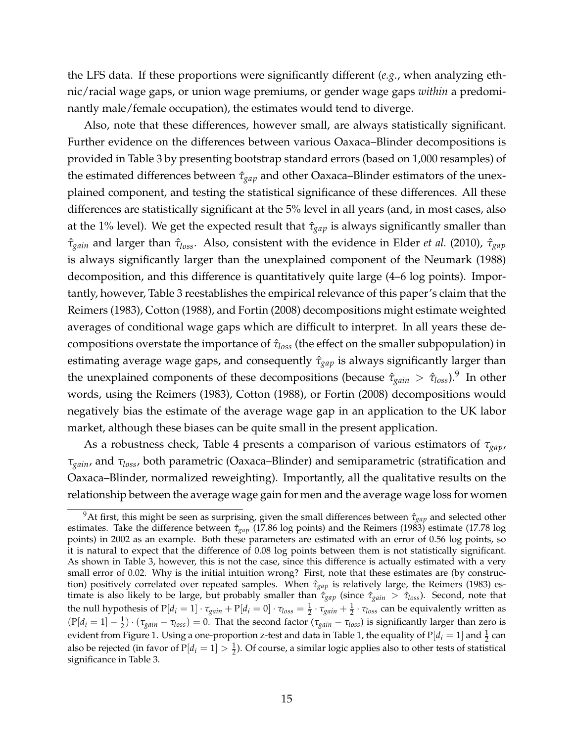the LFS data. If these proportions were significantly different (*e.g.*, when analyzing ethnic/racial wage gaps, or union wage premiums, or gender wage gaps *within* a predominantly male/female occupation), the estimates would tend to diverge.

Also, note that these differences, however small, are always statistically significant. Further evidence on the differences between various Oaxaca–Blinder decompositions is provided in Table 3 by presenting bootstrap standard errors (based on 1,000 resamples) of the estimated differences between $\hat{\tau}_{gap}$ and other Oaxaca–Blinder estimators of the unexplained component, and testing the statistical significance of these differences. All these differences are statistically significant at the 5% level in all years (and, in most cases, also at the 1% level). We get the expected result that $\hat{\tau}_{gap}$ is always significantly smaller than $\hat{\tau}_{gain}$ and larger than $\hat{\tau}_{loss}$. Also, consistent with the evidence in Elder *et al.* (2010), $\hat{\tau}_{gap}$ is always significantly larger than the unexplained component of the Neumark (1988) decomposition, and this difference is quantitatively quite large (4–6 log points). Importantly, however, Table 3 reestablishes the empirical relevance of this paper's claim that the Reimers (1983), Cotton (1988), and Fortin (2008) decompositions might estimate weighted averages of conditional wage gaps which are difficult to interpret. In all years these decompositions overstate the importance of $\hat{\tau}_{loss}$ (the effect on the smaller subpopulation) in estimating average wage gaps, and consequently $\hat{\tau}_{gap}$ is always significantly larger than the unexplained components of these decompositions (because $\hat{\tau}_{gain} > \hat{\tau}_{loss}$).[9] In other words, using the Reimers (1983), Cotton (1988), or Fortin (2008) decompositions would negatively bias the estimate of the average wage gap in an application to the UK labor market, although these biases can be quite small in the present application.

As a robustness check, Table 4 presents a comparison of various estimators of $\tau_{gap}$, $\tau_{gain}$, and $\tau_{loss}$, both parametric (Oaxaca–Blinder) and semiparametric (stratification and Oaxaca–Blinder, normalized reweighting). Importantly, all the qualitative results on the relationship between the average wage gain for men and the average wage loss for women

[9] At first, this might be seen as surprising, given the small differences between $\hat{\tau}_{gap}$ and selected other estimates. Take the difference between $\hat{\tau}_{gap}$ (17.86 log points) and the Reimers (1983) estimate (17.78 log points) in 2002 as an example. Both these parameters are estimated with an error of 0.56 log points, so it is natural to expect that the difference of 0.08 log points between them is not statistically significant. As shown in Table 3, however, this is not the case, since this difference is actually estimated with a very small error of 0.02. Why is the initial intuition wrong? First, note that these estimates are (by construction) positively correlated over repeated samples. When $\hat{\tau}_{gap}$ is relatively large, the Reimers (1983) estimate is also likely to be large, but probably smaller than $\hat{\tau}_{gap}$ (since $\hat{\tau}_{gain} > \hat{\tau}_{loss}$). Second, note that the null hypothesis of $\mathrm{P}[d_i = 1] \cdot \tau_{gain} + \mathrm{P}[d_i = 0] \cdot \tau_{loss} = \frac{1}{2} \cdot \tau_{gain} + \frac{1}{2} \cdot \tau_{loss}$ can be equivalently written as $(\mathrm{P}[d_i = 1] - \frac{1}{2}) \cdot (\tau_{gain} - \tau_{loss}) = 0$. That the second factor ($\tau_{gain} - \tau_{loss}$) is significantly larger than zero is evident from Figure 1. Using a one-proportion z-test and data in Table 1, the equality of $\mathrm{P}[d_i = 1]$ and $\frac{1}{2}$ can also be rejected (in favor of $\mathrm{P}[d_i = 1] > \frac{1}{2}$). Of course, a similar logic applies also to other tests of statistical significance in Table 3.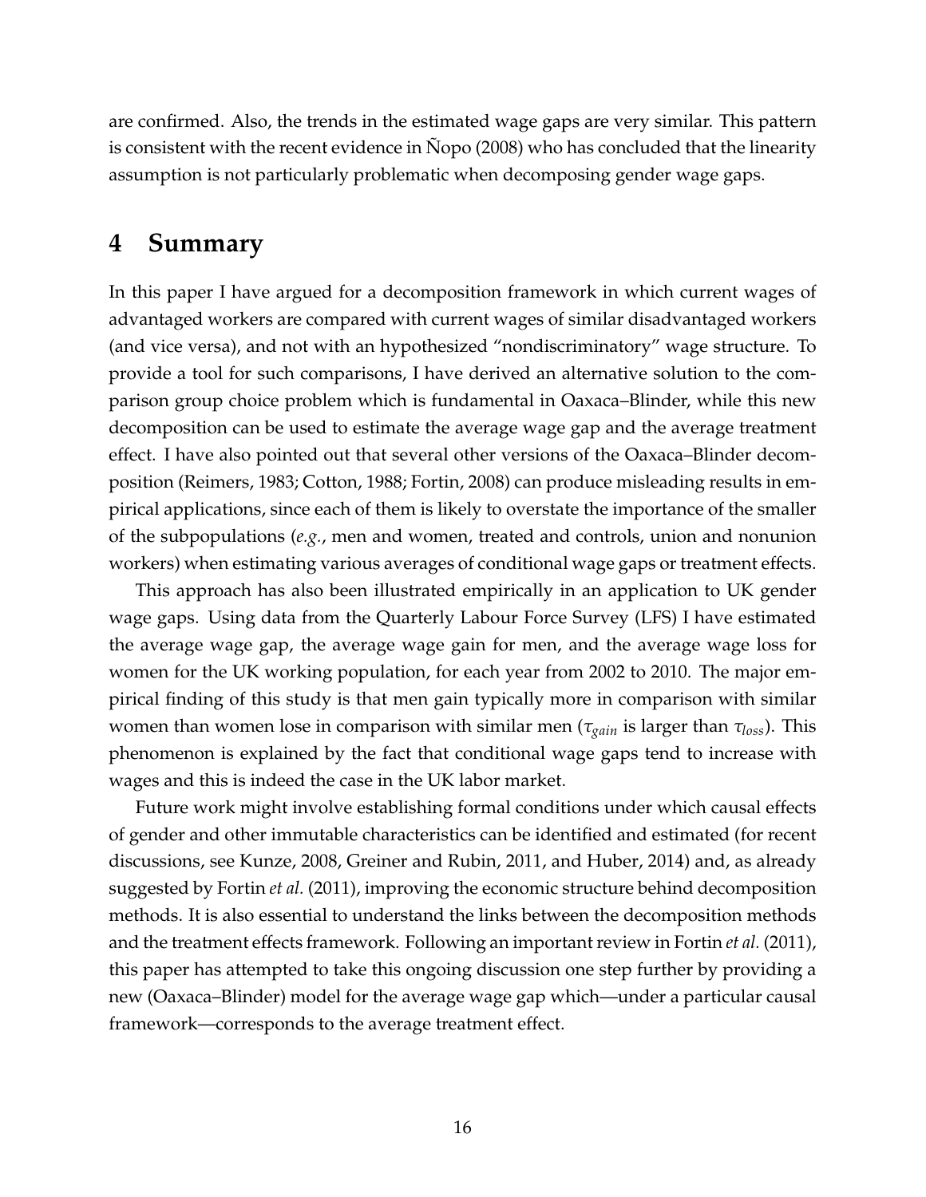are confirmed. Also, the trends in the estimated wage gaps are very similar. This pattern is consistent with the recent evidence in Ñopo (2008) who has concluded that the linearity assumption is not particularly problematic when decomposing gender wage gaps.

# 4 Summary

In this paper I have argued for a decomposition framework in which current wages of advantaged workers are compared with current wages of similar disadvantaged workers (and vice versa), and not with an hypothesized "nondiscriminatory" wage structure. To provide a tool for such comparisons, I have derived an alternative solution to the comparison group choice problem which is fundamental in Oaxaca–Blinder, while this new decomposition can be used to estimate the average wage gap and the average treatment effect. I have also pointed out that several other versions of the Oaxaca–Blinder decomposition (Reimers, 1983; Cotton, 1988; Fortin, 2008) can produce misleading results in empirical applications, since each of them is likely to overstate the importance of the smaller of the subpopulations (*e.g.*, men and women, treated and controls, union and nonunion workers) when estimating various averages of conditional wage gaps or treatment effects.

This approach has also been illustrated empirically in an application to UK gender wage gaps. Using data from the Quarterly Labour Force Survey (LFS) I have estimated the average wage gap, the average wage gain for men, and the average wage loss for women for the UK working population, for each year from 2002 to 2010. The major empirical finding of this study is that men gain typically more in comparison with similar women than women lose in comparison with similar men ($\tau_{gain}$ is larger than $\tau_{loss}$). This phenomenon is explained by the fact that conditional wage gaps tend to increase with wages and this is indeed the case in the UK labor market.

Future work might involve establishing formal conditions under which causal effects of gender and other immutable characteristics can be identified and estimated (for recent discussions, see Kunze, 2008, Greiner and Rubin, 2011, and Huber, 2014) and, as already suggested by Fortin *et al.* (2011), improving the economic structure behind decomposition methods. It is also essential to understand the links between the decomposition methods and the treatment effects framework. Following an important review in Fortin *et al.* (2011), this paper has attempted to take this ongoing discussion one step further by providing a new (Oaxaca–Blinder) model for the average wage gap which—under a particular causal framework—corresponds to the average treatment effect.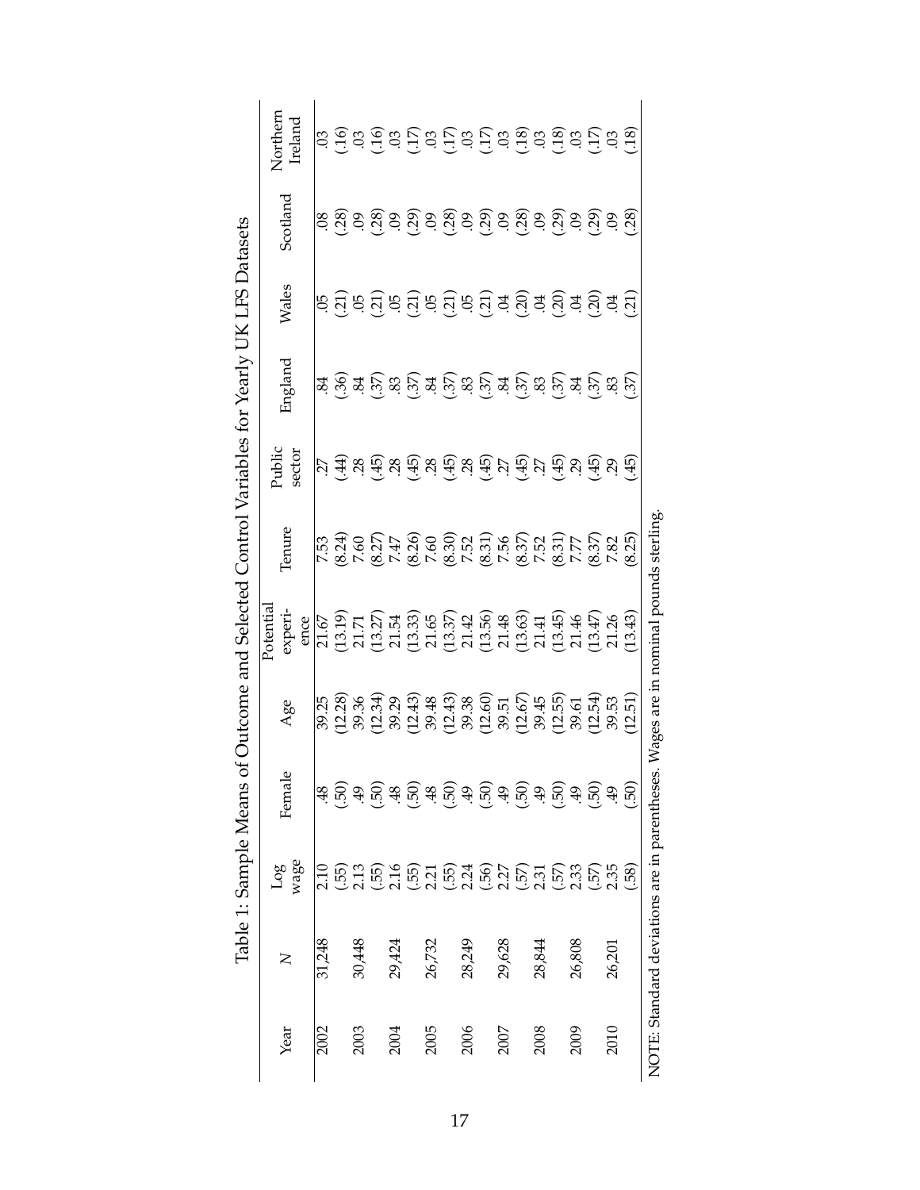Table 1: Sample Means of Outcome and Selected Control Variables for Yearly UK LFS Datasets

| Year | $N$ | Log wage | Female | Age | Potential experience | Tenure | Public sector | England | Wales | Scotland | Northern Ireland |
|---|---|---|---|---|---|---|---|---|---|---|---|
| 2002 | 31,248 | 2.10 | .48 | 39.25 | 21.67 | 7.53 | .27 | .84 | .05 | .08 | .03 |
| | | (.55) | (.50) | (12.28) | (13.19) | (8.24) | (.44) | (.36) | (.21) | (.28) | (.16) |
| 2003 | 30,448 | 2.13 | .49 | 39.36 | 21.71 | 7.60 | .28 | .84 | .05 | .09 | .03 |
| | | (.55) | (.50) | (12.34) | (13.27) | (8.27) | (.45) | (.37) | (.21) | (.28) | (.16) |
| 2004 | 29,424 | 2.16 | .48 | 39.29 | 21.54 | 7.47 | .28 | .83 | .05 | .09 | .03 |
| | | (.55) | (.50) | (12.43) | (13.33) | (8.26) | (.45) | (.37) | (.21) | (.29) | (.17) |
| 2005 | 26,732 | 2.21 | .48 | 39.48 | 21.65 | 7.60 | .28 | .84 | .05 | .09 | .03 |
| | | (.55) | (.50) | (12.43) | (13.37) | (8.30) | (.45) | (.37) | (.21) | (.28) | (.17) |
| 2006 | 28,249 | 2.24 | .49 | 39.38 | 21.42 | 7.52 | .28 | .83 | .05 | .09 | .03 |
| | | (.56) | (.50) | (12.60) | (13.56) | (8.31) | (.45) | (.37) | (.21) | (.29) | (.17) |
| 2007 | 29,628 | 2.27 | .49 | 39.51 | 21.48 | 7.56 | .27 | .84 | .04 | .09 | .03 |
| | | (.57) | (.50) | (12.67) | (13.63) | (8.37) | (.45) | (.37) | (.20) | (.28) | (.18) |
| 2008 | 28,844 | 2.31 | .49 | 39.45 | 21.41 | 7.52 | .27 | .83 | .04 | .09 | .03 |
| | | (.57) | (.50) | (12.55) | (13.45) | (8.31) | (.45) | (.37) | (.20) | (.29) | (.18) |
| 2009 | 26,808 | 2.33 | .49 | 39.61 | 21.46 | 7.77 | .29 | .84 | .04 | .09 | .03 |
| | | (.57) | (.50) | (12.54) | (13.47) | (8.37) | (.45) | (.37) | (.20) | (.29) | (.17) |
| 2010 | 26,201 | 2.35 | .49 | 39.53 | 21.26 | 7.82 | .29 | .83 | .04 | .09 | .03 |
| | | (.58) | (.50) | (12.51) | (13.43) | (8.25) | (.45) | (.37) | (.21) | (.28) | (.18) |

NOTE: Standard deviations are in parentheses. Wages are in nominal pounds sterling.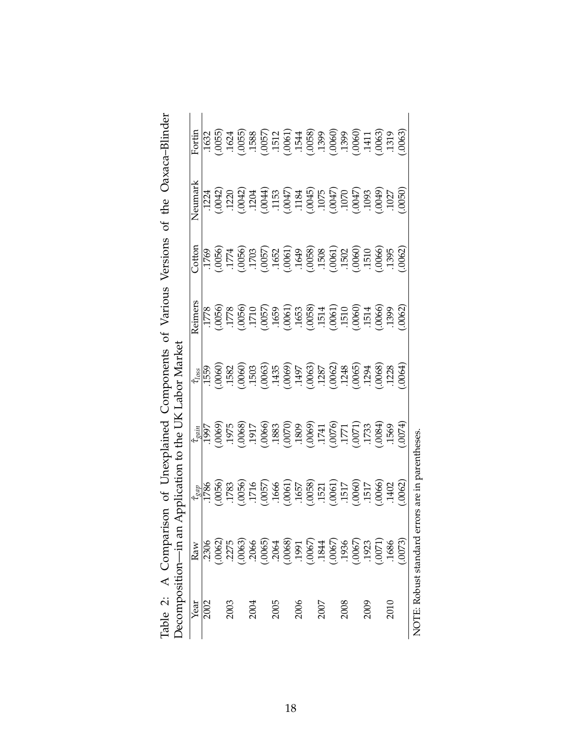Table 2: A Comparison of Unexplained Components of Various Versions of the Oaxaca–Blinder Decomposition—in an Application to the UK Labor Market

| Year | Raw | $\hat{\tau}_{gap}$ | $\hat{\tau}_{gain}$ | $\hat{\tau}_{loss}$ | Reimers | Cotton | Neumark | Fortin |
|---|---|---|---|---|---|---|---|---|
| 2002 | .2306 | .1786 | .1997 | .1559 | .1778 | .1769 | .1224 | .1632 |
| | (.0062) | (.0056) | (.0069) | (.0060) | (.0056) | (.0056) | (.0042) | (.0055) |
| 2003 | .2275 | .1783 | .1975 | .1582 | .1778 | .1774 | .1220 | .1624 |
| | (.0063) | (.0056) | (.0068) | (.0060) | (.0056) | (.0056) | (.0042) | (.0055) |
| 2004 | .2066 | .1716 | .1917 | .1503 | .1710 | .1703 | .1204 | .1588 |
| | (.0065) | (.0057) | (.0066) | (.0063) | (.0057) | (.0057) | (.0044) | (.0057) |
| 2005 | .2064 | .1666 | .1883 | .1435 | .1659 | .1652 | .1153 | .1512 |
| | (.0068) | (.0061) | (.0070) | (.0069) | (.0061) | (.0061) | (.0047) | (.0061) |
| 2006 | .1991 | .1657 | .1809 | .1497 | .1653 | .1649 | .1184 | .1544 |
| | (.0067) | (.0058) | (.0069) | (.0063) | (.0058) | (.0058) | (.0045) | (.0058) |
| 2007 | .1844 | .1521 | .1741 | .1287 | .1514 | .1508 | .1075 | .1399 |
| | (.0067) | (.0061) | (.0076) | (.0062) | (.0061) | (.0061) | (.0047) | (.0060) |
| 2008 | .1936 | .1517 | .1771 | .1248 | .1510 | .1502 | .1070 | .1399 |
| | (.0067) | (.0060) | (.0071) | (.0065) | (.0060) | (.0060) | (.0047) | (.0060) |
| 2009 | .1923 | .1517 | .1733 | .1294 | .1514 | .1510 | .1093 | .1411 |
| | (.0071) | (.0066) | (.0084) | (.0068) | (.0066) | (.0066) | (.0049) | (.0063) |
| 2010 | .1686 | .1402 | .1569 | .1228 | .1399 | .1395 | .1027 | .1319 |
| | (.0073) | (.0062) | (.0074) | (.0064) | (.0062) | (.0062) | (.0050) | (.0063) |

NOTE: Robust standard errors are in parentheses.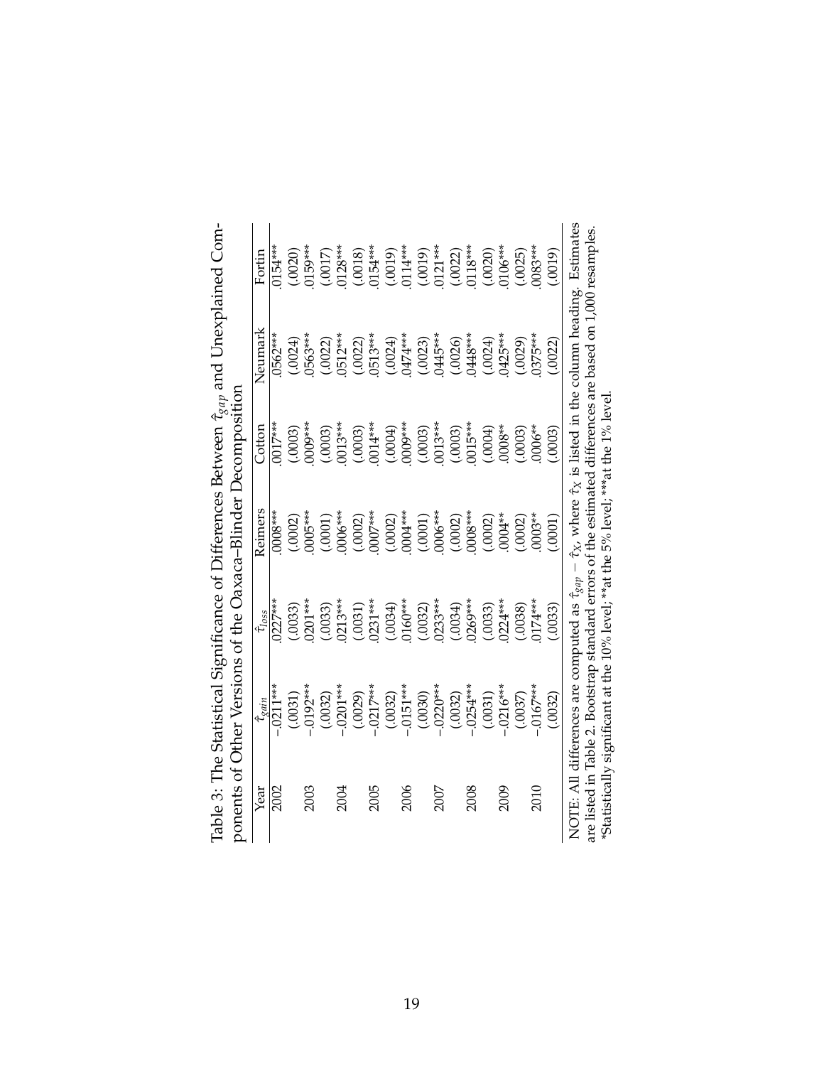Table 3: The Statistical Significance of Differences Between $\hat{\tau}_{gap}$ and Unexplained Components of Other Versions of the Oaxaca–Blinder Decomposition

| Year | $\hat{\tau}_{gain}$ | $\hat{\tau}_{loss}$ | Reimers | Cotton | Neumark | Fortin |
|---|---|---|---|---|---|---|
| 2002 | -.0211*** | .0227*** | .0008*** | .0017*** | .0562*** | .0154*** |
| | (.0031) | (.0033) | (.0002) | (.0003) | (.0024) | (.0020) |
| 2003 | -.0192*** | .0201*** | .0005*** | .0009*** | .0563*** | .0159*** |
| | (.0032) | (.0033) | (.0001) | (.0003) | (.0022) | (.0017) |
| 2004 | -.0201*** | .0213*** | .0006*** | .0013*** | .0512*** | .0128*** |
| | (.0029) | (.0031) | (.0002) | (.0003) | (.0022) | (.0018) |
| 2005 | -.0217*** | .0231*** | .0007*** | .0014*** | .0513*** | .0154*** |
| | (.0032) | (.0034) | (.0002) | (.0004) | (.0024) | (.0019) |
| 2006 | -.0151*** | .0160*** | .0004*** | .0009*** | .0474*** | .0114*** |
| | (.0030) | (.0032) | (.0001) | (.0003) | (.0023) | (.0019) |
| 2007 | -.0220*** | .0233*** | .0006*** | .0013*** | .0445*** | .0121*** |
| | (.0032) | (.0034) | (.0002) | (.0003) | (.0026) | (.0022) |
| 2008 | -.0254*** | .0269*** | .0008*** | .0015*** | .0448*** | .0118*** |
| | (.0031) | (.0033) | (.0002) | (.0004) | (.0024) | (.0020) |
| 2009 | -.0216*** | .0224*** | .0004** | .0008** | .0425*** | .0106*** |
| | (.0037) | (.0038) | (.0002) | (.0003) | (.0029) | (.0025) |
| 2010 | -.0167*** | .0174*** | .0003** | .0006** | .0375*** | .0083*** |
| | (.0032) | (.0033) | (.0001) | (.0003) | (.0022) | (.0019) |

NOTE: All differences are computed as $\hat{\tau}_{gap} - \hat{\tau}_X$, where $\hat{\tau}_X$ is listed in the column heading. Estimates are listed in Table 2. Bootstrap standard errors of the estimated differences are based on 1,000 resamples.
*Statistically significant at the 10% level; **at the 5% level; ***at the 1% level.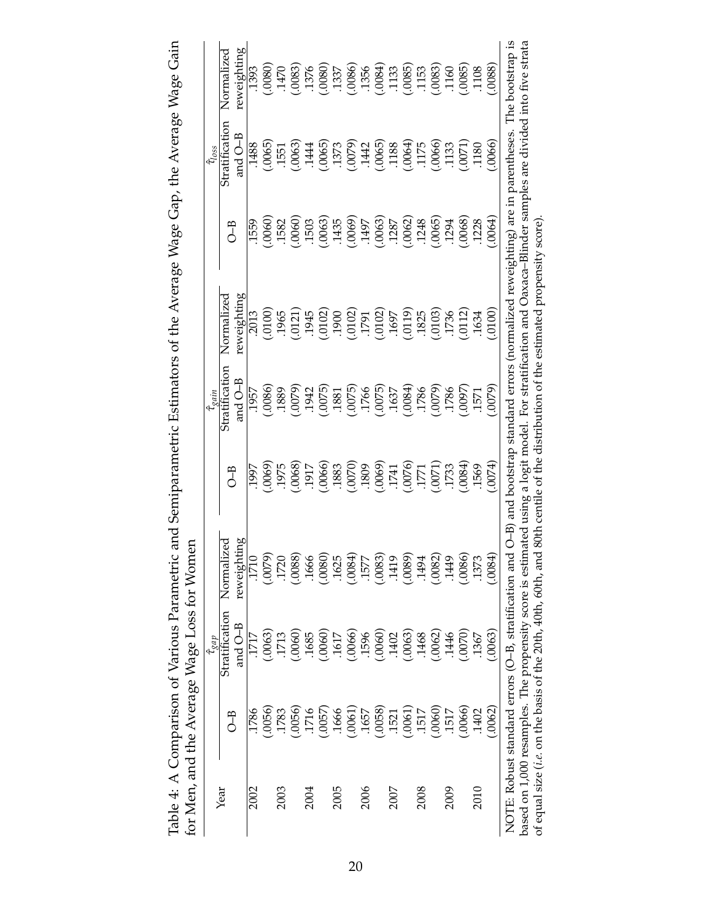Table 4: A Comparison of Various Parametric and Semiparametric Estimators of the Average Wage Gap, the Average Wage Gain for Men, and the Average Wage Loss for Women

| Year | $\hat{t}_{gap}$ | | | $\hat{t}_{gain}$ | | | $\hat{t}_{loss}$ | | |
|---|---|---|---|---|---|---|---|---|---|
| | O–B | Stratification and O–B | Normalized reweighting | O–B | Stratification and O–B | Normalized reweighting | O–B | Stratification and O–B | Normalized reweighting |
| 2002 | .1786 | .1717 | .1710 | .1997 | .1957 | .2013 | .1559 | .1488 | .1393 |
| | (.0056) | (.0063) | (.0079) | (.0069) | (.0086) | (.0100) | (.0060) | (.0065) | (.0080) |
| 2003 | .1783 | .1713 | .1720 | .1975 | .1889 | .1965 | .1582 | .1551 | .1470 |
| | (.0056) | (.0060) | (.0088) | (.0068) | (.0079) | (.0121) | (.0060) | (.0063) | (.0083) |
| 2004 | .1716 | .1685 | .1666 | .1917 | .1942 | .1945 | .1503 | .1444 | .1376 |
| | (.0057) | (.0060) | (.0080) | (.0066) | (.0075) | (.0102) | (.0063) | (.0065) | (.0080) |
| 2005 | .1666 | .1617 | .1625 | .1883 | .1881 | .1900 | .1435 | .1373 | .1337 |
| | (.0061) | (.0066) | (.0084) | (.0070) | (.0075) | (.0102) | (.0069) | (.0079) | (.0086) |
| 2006 | .1657 | .1596 | .1577 | .1809 | .1766 | .1791 | .1497 | .1442 | .1356 |
| | (.0058) | (.0060) | (.0083) | (.0069) | (.0075) | (.0102) | (.0063) | (.0065) | (.0084) |
| 2007 | .1521 | .1402 | .1419 | .1741 | .1637 | .1697 | .1287 | .1188 | .1133 |
| | (.0061) | (.0063) | (.0089) | (.0076) | (.0084) | (.0119) | (.0062) | (.0064) | (.0085) |
| 2008 | .1517 | .1468 | .1494 | .1771 | .1786 | .1825 | .1248 | .1175 | .1153 |
| | (.0060) | (.0062) | (.0082) | (.0071) | (.0079) | (.0103) | (.0065) | (.0066) | (.0083) |
| 2009 | .1517 | .1446 | .1449 | .1733 | .1786 | .1736 | .1294 | .1133 | .1160 |
| | (.0066) | (.0070) | (.0086) | (.0084) | (.0097) | (.0112) | (.0068) | (.0071) | (.0085) |
| 2010 | .1402 | .1367 | .1373 | .1569 | .1571 | .1634 | .1228 | .1180 | .1108 |
| | (.0062) | (.0063) | (.0084) | (.0074) | (.0079) | (.0100) | (.0064) | (.0066) | (.0088) |

NOTE: Robust standard errors (O–B, stratification and O–B) and bootstrap standard errors (normalized reweighting) are in parentheses. The bootstrap is based on 1,000 resamples. The propensity score is estimated using a logit model. For stratification and Oaxaca–Blinder samples are divided into five strata of equal size (*i.e.* on the basis of the 20th, 40th, 60th, and 80th centile of the distribution of the estimated propensity score).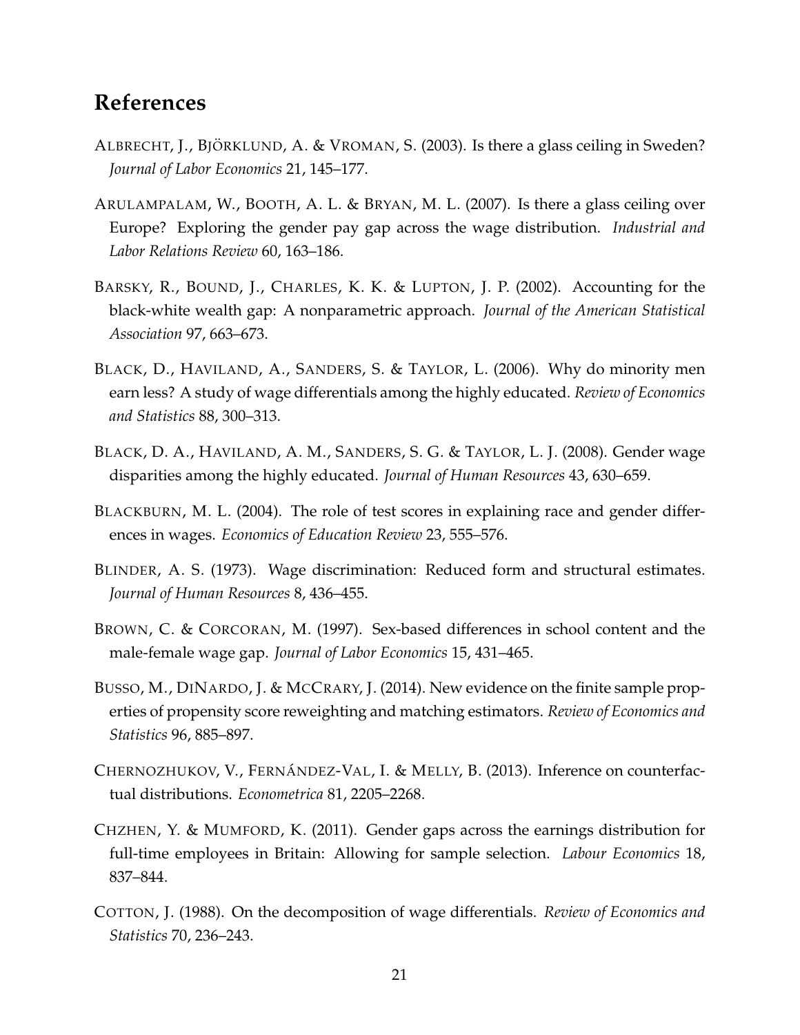## References

ALBRECHT, J., BJÖRKLUND, A. & VROMAN, S. (2003). Is there a glass ceiling in Sweden? *Journal of Labor Economics* 21, 145–177.

ARULAMPALAM, W., BOOTH, A. L. & BRYAN, M. L. (2007). Is there a glass ceiling over Europe? Exploring the gender pay gap across the wage distribution. *Industrial and Labor Relations Review* 60, 163–186.

BARSKY, R., BOUND, J., CHARLES, K. K. & LUPTON, J. P. (2002). Accounting for the black-white wealth gap: A nonparametric approach. *Journal of the American Statistical Association* 97, 663–673.

BLACK, D., HAVILAND, A., SANDERS, S. & TAYLOR, L. (2006). Why do minority men earn less? A study of wage differentials among the highly educated. *Review of Economics and Statistics* 88, 300–313.

BLACK, D. A., HAVILAND, A. M., SANDERS, S. G. & TAYLOR, L. J. (2008). Gender wage disparities among the highly educated. *Journal of Human Resources* 43, 630–659.

BLACKBURN, M. L. (2004). The role of test scores in explaining race and gender differences in wages. *Economics of Education Review* 23, 555–576.

BLINDER, A. S. (1973). Wage discrimination: Reduced form and structural estimates. *Journal of Human Resources* 8, 436–455.

BROWN, C. & CORCORAN, M. (1997). Sex-based differences in school content and the male-female wage gap. *Journal of Labor Economics* 15, 431–465.

BUSSO, M., DINARDO, J. & MCCRARY, J. (2014). New evidence on the finite sample properties of propensity score reweighting and matching estimators. *Review of Economics and Statistics* 96, 885–897.

CHERNOZHUKOV, V., FERNÁNDEZ-VAL, I. & MELLY, B. (2013). Inference on counterfactual distributions. *Econometrica* 81, 2205–2268.

CHZHEN, Y. & MUMFORD, K. (2011). Gender gaps across the earnings distribution for full-time employees in Britain: Allowing for sample selection. *Labour Economics* 18, 837–844.

COTTON, J. (1988). On the decomposition of wage differentials. *Review of Economics and Statistics* 70, 236–243.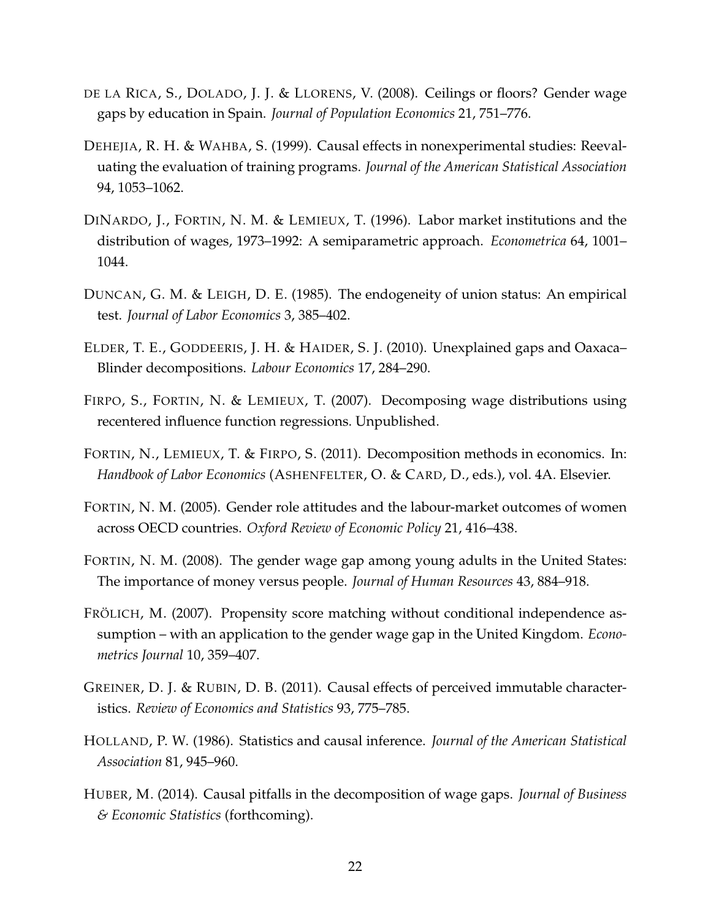DE LA RICA, S., DOLADO, J. J. & LLORENS, V. (2008). Ceilings or floors? Gender wage gaps by education in Spain. *Journal of Population Economics* 21, 751–776.

DEHEJIA, R. H. & WAHBA, S. (1999). Causal effects in nonexperimental studies: Reevaluating the evaluation of training programs. *Journal of the American Statistical Association* 94, 1053–1062.

DINARDO, J., FORTIN, N. M. & LEMIEUX, T. (1996). Labor market institutions and the distribution of wages, 1973–1992: A semiparametric approach. *Econometrica* 64, 1001–1044.

DUNCAN, G. M. & LEIGH, D. E. (1985). The endogeneity of union status: An empirical test. *Journal of Labor Economics* 3, 385–402.

ELDER, T. E., GODDEERIS, J. H. & HAIDER, S. J. (2010). Unexplained gaps and Oaxaca–Blinder decompositions. *Labour Economics* 17, 284–290.

FIRPO, S., FORTIN, N. & LEMIEUX, T. (2007). Decomposing wage distributions using recentered influence function regressions. Unpublished.

FORTIN, N., LEMIEUX, T. & FIRPO, S. (2011). Decomposition methods in economics. In: *Handbook of Labor Economics* (ASHENFELTER, O. & CARD, D., eds.), vol. 4A. Elsevier.

FORTIN, N. M. (2005). Gender role attitudes and the labour-market outcomes of women across OECD countries. *Oxford Review of Economic Policy* 21, 416–438.

FORTIN, N. M. (2008). The gender wage gap among young adults in the United States: The importance of money versus people. *Journal of Human Resources* 43, 884–918.

FRÖLICH, M. (2007). Propensity score matching without conditional independence assumption – with an application to the gender wage gap in the United Kingdom. *Econometrics Journal* 10, 359–407.

GREINER, D. J. & RUBIN, D. B. (2011). Causal effects of perceived immutable characteristics. *Review of Economics and Statistics* 93, 775–785.

HOLLAND, P. W. (1986). Statistics and causal inference. *Journal of the American Statistical Association* 81, 945–960.

HUBER, M. (2014). Causal pitfalls in the decomposition of wage gaps. *Journal of Business & Economic Statistics* (forthcoming).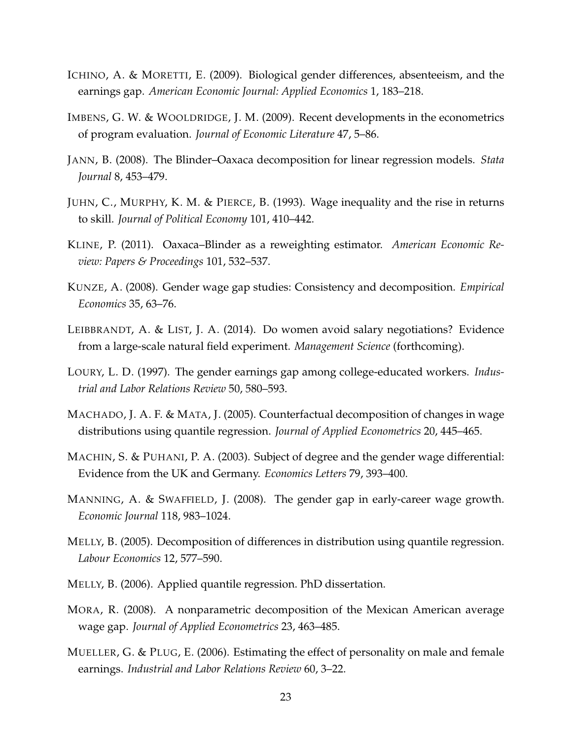ICHINO, A. & MORETTI, E. (2009). Biological gender differences, absenteeism, and the earnings gap. *American Economic Journal: Applied Economics* 1, 183–218.

IMBENS, G. W. & WOOLDRIDGE, J. M. (2009). Recent developments in the econometrics of program evaluation. *Journal of Economic Literature* 47, 5–86.

JANN, B. (2008). The Blinder–Oaxaca decomposition for linear regression models. *Stata Journal* 8, 453–479.

JUHN, C., MURPHY, K. M. & PIERCE, B. (1993). Wage inequality and the rise in returns to skill. *Journal of Political Economy* 101, 410–442.

KLINE, P. (2011). Oaxaca–Blinder as a reweighting estimator. *American Economic Review: Papers & Proceedings* 101, 532–537.

KUNZE, A. (2008). Gender wage gap studies: Consistency and decomposition. *Empirical Economics* 35, 63–76.

LEIBBRANDT, A. & LIST, J. A. (2014). Do women avoid salary negotiations? Evidence from a large-scale natural field experiment. *Management Science* (forthcoming).

LOURY, L. D. (1997). The gender earnings gap among college-educated workers. *Industrial and Labor Relations Review* 50, 580–593.

MACHADO, J. A. F. & MATA, J. (2005). Counterfactual decomposition of changes in wage distributions using quantile regression. *Journal of Applied Econometrics* 20, 445–465.

MACHIN, S. & PUHANI, P. A. (2003). Subject of degree and the gender wage differential: Evidence from the UK and Germany. *Economics Letters* 79, 393–400.

MANNING, A. & SWAFFIELD, J. (2008). The gender gap in early-career wage growth. *Economic Journal* 118, 983–1024.

MELLY, B. (2005). Decomposition of differences in distribution using quantile regression. *Labour Economics* 12, 577–590.

MELLY, B. (2006). Applied quantile regression. PhD dissertation.

MORA, R. (2008). A nonparametric decomposition of the Mexican American average wage gap. *Journal of Applied Econometrics* 23, 463–485.

MUELLER, G. & PLUG, E. (2006). Estimating the effect of personality on male and female earnings. *Industrial and Labor Relations Review* 60, 3–22.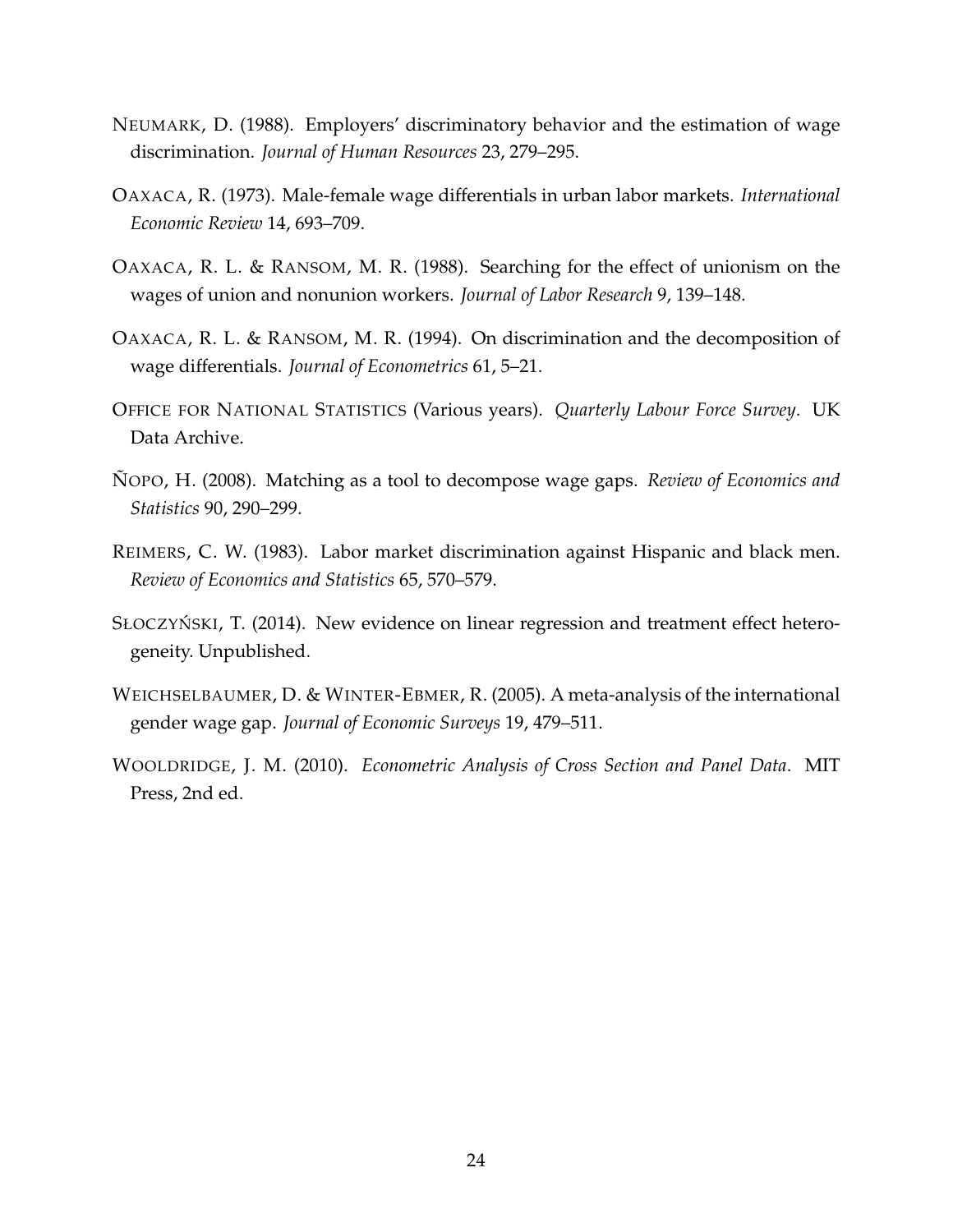NEUMARK, D. (1988). Employers' discriminatory behavior and the estimation of wage discrimination. *Journal of Human Resources* 23, 279–295.

OAXACA, R. (1973). Male-female wage differentials in urban labor markets. *International Economic Review* 14, 693–709.

OAXACA, R. L. & RANSOM, M. R. (1988). Searching for the effect of unionism on the wages of union and nonunion workers. *Journal of Labor Research* 9, 139–148.

OAXACA, R. L. & RANSOM, M. R. (1994). On discrimination and the decomposition of wage differentials. *Journal of Econometrics* 61, 5–21.

OFFICE FOR NATIONAL STATISTICS (Various years). *Quarterly Labour Force Survey*. UK Data Archive.

ÑOPO, H. (2008). Matching as a tool to decompose wage gaps. *Review of Economics and Statistics* 90, 290–299.

REIMERS, C. W. (1983). Labor market discrimination against Hispanic and black men. *Review of Economics and Statistics* 65, 570–579.

SŁOCZYŃSKI, T. (2014). New evidence on linear regression and treatment effect heterogeneity. Unpublished.

WEICHSELBAUMER, D. & WINTER-EBMER, R. (2005). A meta-analysis of the international gender wage gap. *Journal of Economic Surveys* 19, 479–511.

WOOLDRIDGE, J. M. (2010). *Econometric Analysis of Cross Section and Panel Data*. MIT Press, 2nd ed.